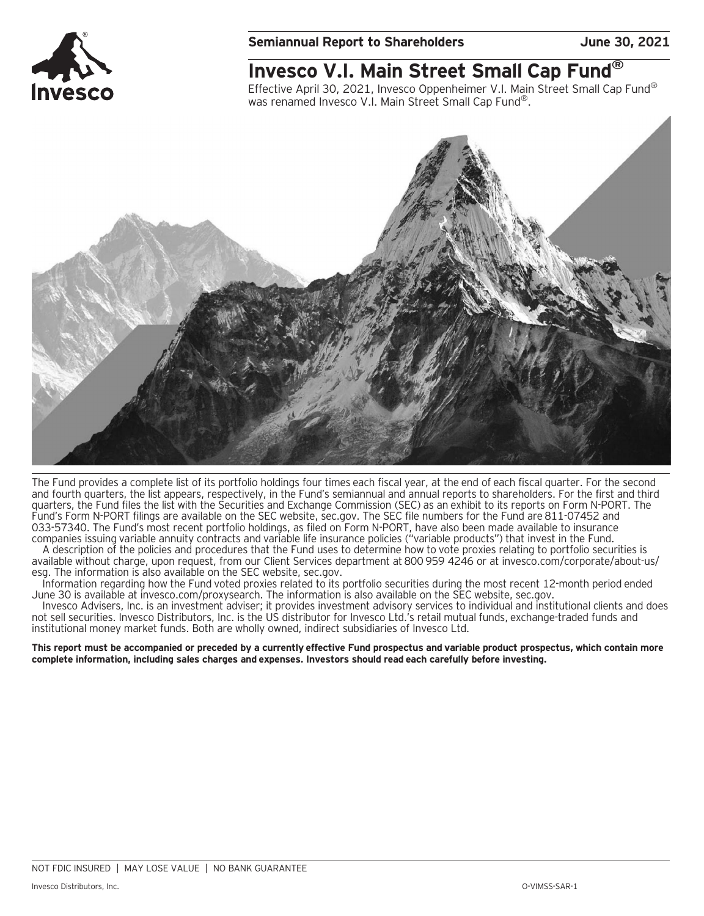Semiannual Report to Shareholders | June 30, 2021

# Invesco V.I. Main Street Small Cap Fund®

Effective April 30, 2021, Invesco Oppenheimer V.I. Main Street Small Cap Fund® was renamed Invesco V.I. Main Street Small Cap Fund®.

The Fund provides a complete list of its portfolio holdings four times each fiscal year, at the end of each fiscal quarter. For the second and fourth quarters, the list appears, respectively, in the Fund's semiannual and annual reports to shareholders. For the first and third quarters, the Fund files the list with the Securities and Exchange Commission (SEC) as an exhibit to its reports on Form N-PORT. The Fund's Form N-PORT filings are available on the SEC website, sec.gov. The SEC file numbers for the Fund are 811-07452 and 033-57340. The Fund's most recent portfolio holdings, as filed on Form N-PORT, have also been made available to insurance companies issuing variable annuity contracts and variable life insurance policies ("variable products") that invest in the Fund.

A description of the policies and procedures that the Fund uses to determine how to vote proxies relating to portfolio securities is available without charge, upon request, from our Client Services department at 800 959 4246 or at invesco.com/corporate/about-us/esg. The information is also available on the SEC website, sec.gov.

Information regarding how the Fund voted proxies related to its portfolio securities during the most recent 12-month period ended June 30 is available at invesco.com/proxysearch. The information is also available on the SEC website, sec.gov.

Invesco Advisers, Inc. is an investment adviser; it provides investment advisory services to individual and institutional clients and does not sell securities. Invesco Distributors, Inc. is the US distributor for Invesco Ltd.'s retail mutual funds, exchange-traded funds and institutional money market funds. Both are wholly owned, indirect subsidiaries of Invesco Ltd.

**This report must be accompanied or preceded by a currently effective Fund prospectus and variable product prospectus, which contain more complete information, including sales charges and expenses. Investors should read each carefully before investing.**

NOT FDIC INSURED | MAY LOSE VALUE | NO BANK GUARANTEE

Invesco Distributors, Inc. O-VIMSS-SAR-1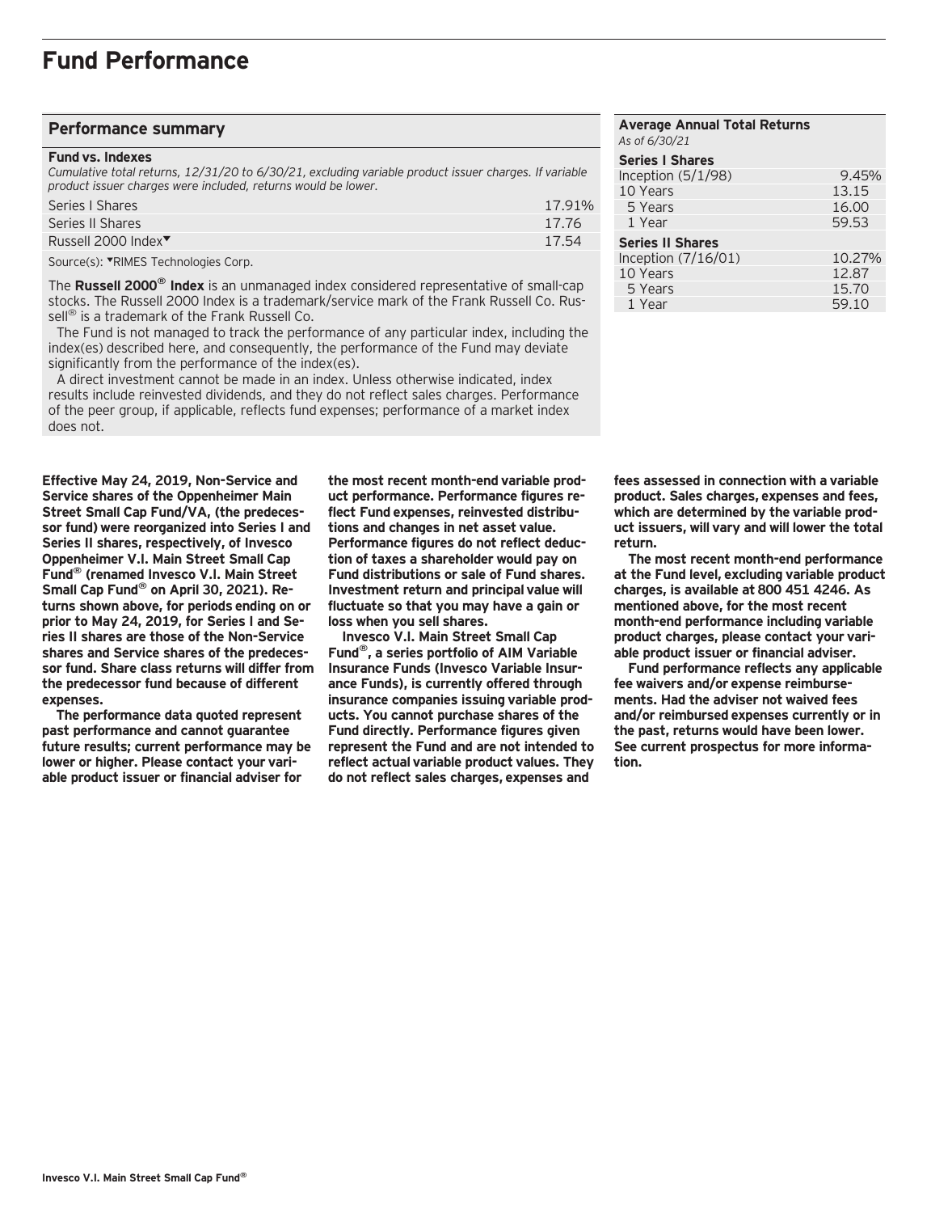# Fund Performance

## Performance summary

**Fund vs. Indexes**

*Cumulative total returns, 12/31/20 to 6/30/21, excluding variable product issuer charges. If variable product issuer charges were included, returns would be lower.*

| | |
|---|---|
| Series I Shares | 17.91% |
| Series II Shares | 17.76 |
| Russell 2000 Index▼ | 17.54 |

Source(s): ▼RIMES Technologies Corp.

The **Russell 2000® Index** is an unmanaged index considered representative of small-cap stocks. The Russell 2000 Index is a trademark/service mark of the Frank Russell Co. Russell® is a trademark of the Frank Russell Co.

The Fund is not managed to track the performance of any particular index, including the index(es) described here, and consequently, the performance of the Fund may deviate significantly from the performance of the index(es).

A direct investment cannot be made in an index. Unless otherwise indicated, index results include reinvested dividends, and they do not reflect sales charges. Performance of the peer group, if applicable, reflects fund expenses; performance of a market index does not.

**Average Annual Total Returns**

*As of 6/30/21*

| | |
|---|---|
| **Series I Shares** | |
| Inception (5/1/98) | 9.45% |
| 10 Years | 13.15 |
| 5 Years | 16.00 |
| 1 Year | 59.53 |
| **Series II Shares** | |
| Inception (7/16/01) | 10.27% |
| 10 Years | 12.87 |
| 5 Years | 15.70 |
| 1 Year | 59.10 |

**Effective May 24, 2019, Non-Service and Service shares of the Oppenheimer Main Street Small Cap Fund/VA, (the predecessor fund) were reorganized into Series I and Series II shares, respectively, of Invesco Oppenheimer V.I. Main Street Small Cap Fund® (renamed Invesco V.I. Main Street Small Cap Fund® on April 30, 2021). Returns shown above, for periods ending on or prior to May 24, 2019, for Series I and Series II shares are those of the Non-Service shares and Service shares of the predecessor fund. Share class returns will differ from the predecessor fund because of different expenses.**

**The performance data quoted represent past performance and cannot guarantee future results; current performance may be lower or higher. Please contact your variable product issuer or financial adviser for the most recent month-end variable product performance. Performance figures reflect Fund expenses, reinvested distributions and changes in net asset value. Performance figures do not reflect deduction of taxes a shareholder would pay on Fund distributions or sale of Fund shares. Investment return and principal value will fluctuate so that you may have a gain or loss when you sell shares.**

**Invesco V.I. Main Street Small Cap Fund®, a series portfolio of AIM Variable Insurance Funds (Invesco Variable Insurance Funds), is currently offered through insurance companies issuing variable products. You cannot purchase shares of the Fund directly. Performance figures given represent the Fund and are not intended to reflect actual variable product values. They do not reflect sales charges, expenses and fees assessed in connection with a variable product. Sales charges, expenses and fees, which are determined by the variable product issuers, will vary and will lower the total return.**

**The most recent month-end performance at the Fund level, excluding variable product charges, is available at 800 451 4246. As mentioned above, for the most recent month-end performance including variable product charges, please contact your variable product issuer or financial adviser.**

**Fund performance reflects any applicable fee waivers and/or expense reimbursements. Had the adviser not waived fees and/or reimbursed expenses currently or in the past, returns would have been lower. See current prospectus for more information.**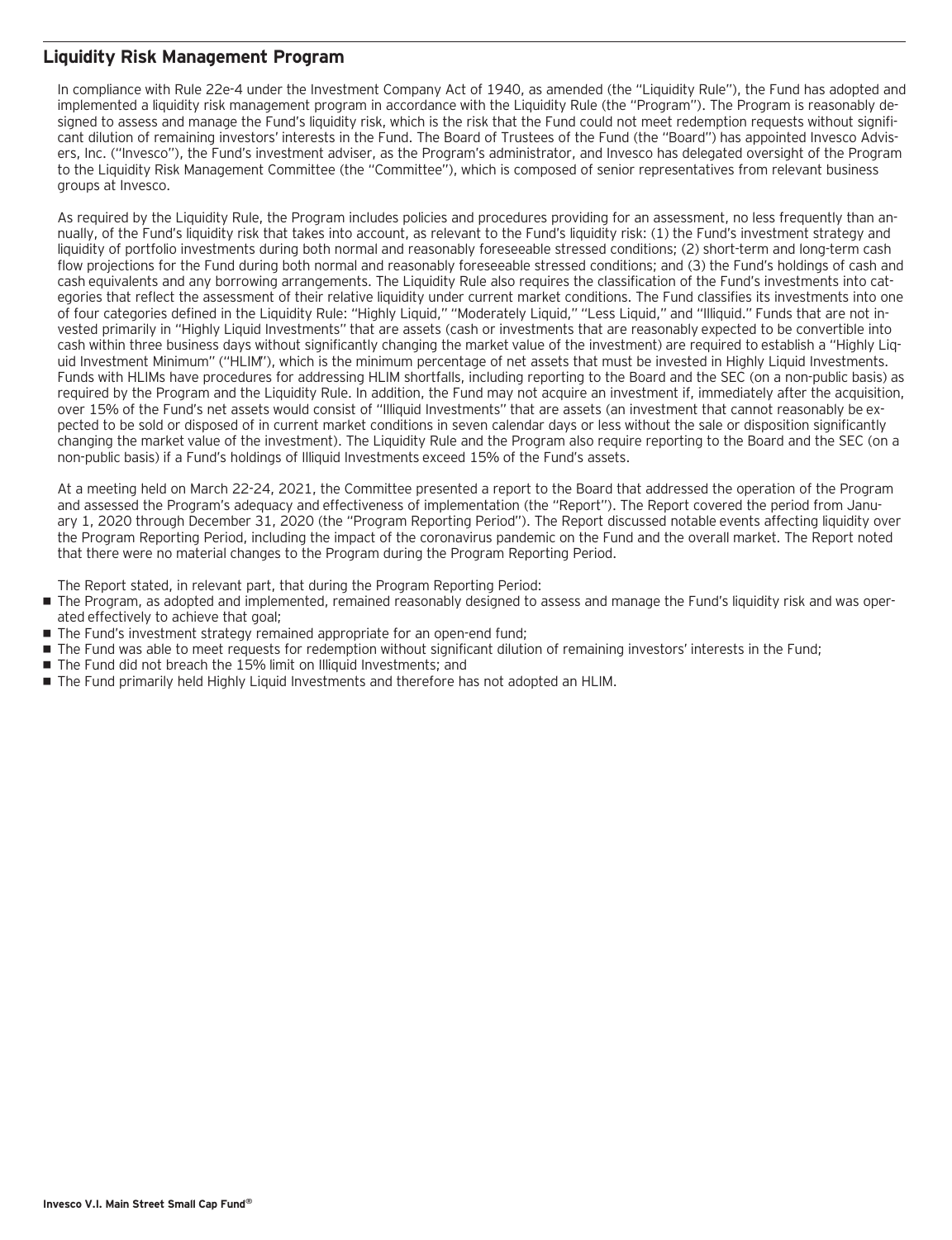## Liquidity Risk Management Program

In compliance with Rule 22e-4 under the Investment Company Act of 1940, as amended (the "Liquidity Rule"), the Fund has adopted and implemented a liquidity risk management program in accordance with the Liquidity Rule (the "Program"). The Program is reasonably designed to assess and manage the Fund's liquidity risk, which is the risk that the Fund could not meet redemption requests without significant dilution of remaining investors' interests in the Fund. The Board of Trustees of the Fund (the "Board") has appointed Invesco Advisers, Inc. ("Invesco"), the Fund's investment adviser, as the Program's administrator, and Invesco has delegated oversight of the Program to the Liquidity Risk Management Committee (the "Committee"), which is composed of senior representatives from relevant business groups at Invesco.

As required by the Liquidity Rule, the Program includes policies and procedures providing for an assessment, no less frequently than annually, of the Fund's liquidity risk that takes into account, as relevant to the Fund's liquidity risk: (1) the Fund's investment strategy and liquidity of portfolio investments during both normal and reasonably foreseeable stressed conditions; (2) short-term and long-term cash flow projections for the Fund during both normal and reasonably foreseeable stressed conditions; and (3) the Fund's holdings of cash and cash equivalents and any borrowing arrangements. The Liquidity Rule also requires the classification of the Fund's investments into categories that reflect the assessment of their relative liquidity under current market conditions. The Fund classifies its investments into one of four categories defined in the Liquidity Rule: "Highly Liquid," "Moderately Liquid," "Less Liquid," and "Illiquid." Funds that are not invested primarily in "Highly Liquid Investments" that are assets (cash or investments that are reasonably expected to be convertible into cash within three business days without significantly changing the market value of the investment) are required to establish a "Highly Liquid Investment Minimum" ("HLIM"), which is the minimum percentage of net assets that must be invested in Highly Liquid Investments. Funds with HLIMs have procedures for addressing HLIM shortfalls, including reporting to the Board and the SEC (on a non-public basis) as required by the Program and the Liquidity Rule. In addition, the Fund may not acquire an investment if, immediately after the acquisition, over 15% of the Fund's net assets would consist of "Illiquid Investments" that are assets (an investment that cannot reasonably be expected to be sold or disposed of in current market conditions in seven calendar days or less without the sale or disposition significantly changing the market value of the investment). The Liquidity Rule and the Program also require reporting to the Board and the SEC (on a non-public basis) if a Fund's holdings of Illiquid Investments exceed 15% of the Fund's assets.

At a meeting held on March 22-24, 2021, the Committee presented a report to the Board that addressed the operation of the Program and assessed the Program's adequacy and effectiveness of implementation (the "Report"). The Report covered the period from January 1, 2020 through December 31, 2020 (the "Program Reporting Period"). The Report discussed notable events affecting liquidity over the Program Reporting Period, including the impact of the coronavirus pandemic on the Fund and the overall market. The Report noted that there were no material changes to the Program during the Program Reporting Period.

The Report stated, in relevant part, that during the Program Reporting Period:

- The Program, as adopted and implemented, remained reasonably designed to assess and manage the Fund's liquidity risk and was operated effectively to achieve that goal;
- The Fund's investment strategy remained appropriate for an open-end fund;
- The Fund was able to meet requests for redemption without significant dilution of remaining investors' interests in the Fund;
- The Fund did not breach the 15% limit on Illiquid Investments; and
- The Fund primarily held Highly Liquid Investments and therefore has not adopted an HLIM.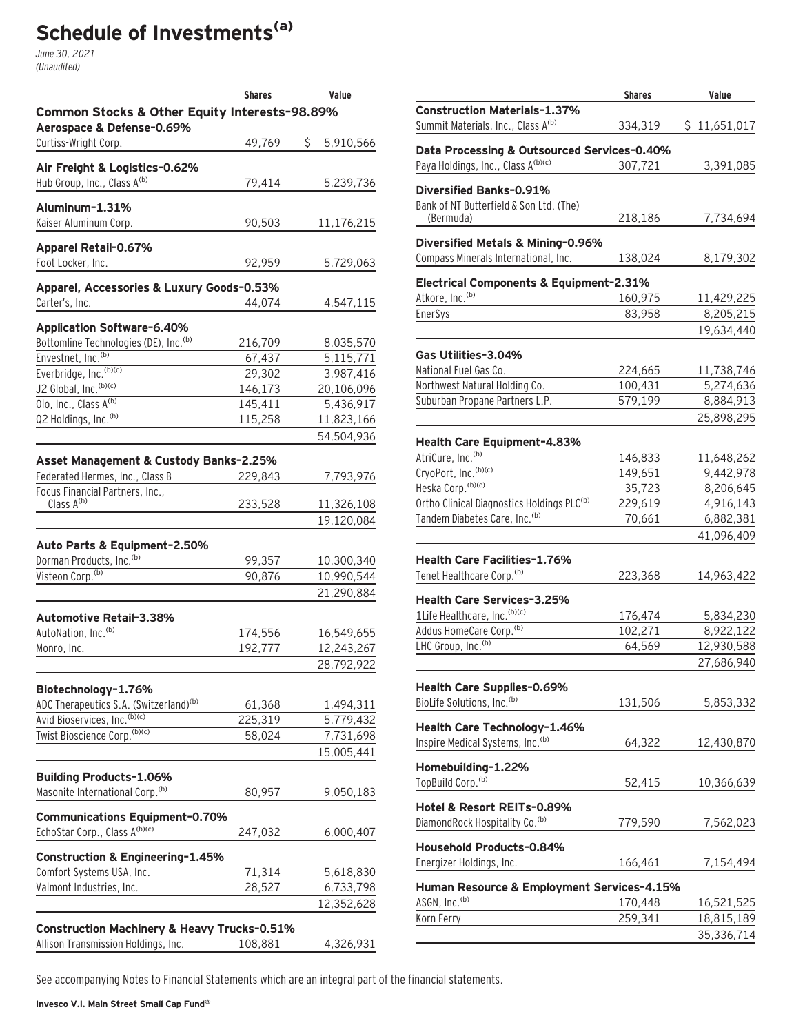# Schedule of Investments[(a)]

*June 30, 2021*
*(Unaudited)*

| | Shares | Value |
|---|---|---|
| **Common Stocks & Other Equity Interests–98.89%** | | |
| **Aerospace & Defense–0.69%** | | |
| Curtiss-Wright Corp. | 49,769 | $ 5,910,566 |
| **Air Freight & Logistics–0.62%** | | |
| Hub Group, Inc., Class A[(b)] | 79,414 | 5,239,736 |
| **Aluminum–1.31%** | | |
| Kaiser Aluminum Corp. | 90,503 | 11,176,215 |
| **Apparel Retail–0.67%** | | |
| Foot Locker, Inc. | 92,959 | 5,729,063 |
| **Apparel, Accessories & Luxury Goods–0.53%** | | |
| Carter's, Inc. | 44,074 | 4,547,115 |
| **Application Software–6.40%** | | |
| Bottomline Technologies (DE), Inc.[(b)] | 216,709 | 8,035,570 |
| Envestnet, Inc.[(b)] | 67,437 | 5,115,771 |
| Everbridge, Inc.[(b)(c)] | 29,302 | 3,987,416 |
| J2 Global, Inc.[(b)(c)] | 146,173 | 20,106,096 |
| Olo, Inc., Class A[(b)] | 145,411 | 5,436,917 |
| Q2 Holdings, Inc.[(b)] | 115,258 | 11,823,166 |
| | | 54,504,936 |
| **Asset Management & Custody Banks–2.25%** | | |
| Federated Hermes, Inc., Class B | 229,843 | 7,793,976 |
| Focus Financial Partners, Inc., Class A[(b)] | 233,528 | 11,326,108 |
| | | 19,120,084 |
| **Auto Parts & Equipment–2.50%** | | |
| Dorman Products, Inc.[(b)] | 99,357 | 10,300,340 |
| Visteon Corp.[(b)] | 90,876 | 10,990,544 |
| | | 21,290,884 |
| **Automotive Retail–3.38%** | | |
| AutoNation, Inc.[(b)] | 174,556 | 16,549,655 |
| Monro, Inc. | 192,777 | 12,243,267 |
| | | 28,792,922 |
| **Biotechnology–1.76%** | | |
| ADC Therapeutics S.A. (Switzerland)[(b)] | 61,368 | 1,494,311 |
| Avid Bioservices, Inc.[(b)(c)] | 225,319 | 5,779,432 |
| Twist Bioscience Corp.[(b)(c)] | 58,024 | 7,731,698 |
| | | 15,005,441 |
| **Building Products–1.06%** | | |
| Masonite International Corp.[(b)] | 80,957 | 9,050,183 |
| **Communications Equipment–0.70%** | | |
| EchoStar Corp., Class A[(b)(c)] | 247,032 | 6,000,407 |
| **Construction & Engineering–1.45%** | | |
| Comfort Systems USA, Inc. | 71,314 | 5,618,830 |
| Valmont Industries, Inc. | 28,527 | 6,733,798 |
| | | 12,352,628 |
| **Construction Machinery & Heavy Trucks–0.51%** | | |
| Allison Transmission Holdings, Inc. | 108,881 | 4,326,931 |
| **Construction Materials–1.37%** | | |
| Summit Materials, Inc., Class A[(b)] | 334,319 | $ 11,651,017 |
| **Data Processing & Outsourced Services–0.40%** | | |
| Paya Holdings, Inc., Class A[(b)(c)] | 307,721 | 3,391,085 |
| **Diversified Banks–0.91%** | | |
| Bank of NT Butterfield & Son Ltd. (The) (Bermuda) | 218,186 | 7,734,694 |
| **Diversified Metals & Mining–0.96%** | | |
| Compass Minerals International, Inc. | 138,024 | 8,179,302 |
| **Electrical Components & Equipment–2.31%** | | |
| Atkore, Inc.[(b)] | 160,975 | 11,429,225 |
| EnerSys | 83,958 | 8,205,215 |
| | | 19,634,440 |
| **Gas Utilities–3.04%** | | |
| National Fuel Gas Co. | 224,665 | 11,738,746 |
| Northwest Natural Holding Co. | 100,431 | 5,274,636 |
| Suburban Propane Partners L.P. | 579,199 | 8,884,913 |
| | | 25,898,295 |
| **Health Care Equipment–4.83%** | | |
| AtriCure, Inc.[(b)] | 146,833 | 11,648,262 |
| CryoPort, Inc.[(b)(c)] | 149,651 | 9,442,978 |
| Heska Corp.[(b)(c)] | 35,723 | 8,206,645 |
| Ortho Clinical Diagnostics Holdings PLC[(b)] | 229,619 | 4,916,143 |
| Tandem Diabetes Care, Inc.[(b)] | 70,661 | 6,882,381 |
| | | 41,096,409 |
| **Health Care Facilities–1.76%** | | |
| Tenet Healthcare Corp.[(b)] | 223,368 | 14,963,422 |
| **Health Care Services–3.25%** | | |
| 1Life Healthcare, Inc.[(b)(c)] | 176,474 | 5,834,230 |
| Addus HomeCare Corp.[(b)] | 102,271 | 8,922,122 |
| LHC Group, Inc.[(b)] | 64,569 | 12,930,588 |
| | | 27,686,940 |
| **Health Care Supplies–0.69%** | | |
| BioLife Solutions, Inc.[(b)] | 131,506 | 5,853,332 |
| **Health Care Technology–1.46%** | | |
| Inspire Medical Systems, Inc.[(b)] | 64,322 | 12,430,870 |
| **Homebuilding–1.22%** | | |
| TopBuild Corp.[(b)] | 52,415 | 10,366,639 |
| **Hotel & Resort REITs–0.89%** | | |
| DiamondRock Hospitality Co.[(b)] | 779,590 | 7,562,023 |
| **Household Products–0.84%** | | |
| Energizer Holdings, Inc. | 166,461 | 7,154,494 |
| **Human Resource & Employment Services–4.15%** | | |
| ASGN, Inc.[(b)] | 170,448 | 16,521,525 |
| Korn Ferry | 259,341 | 18,815,189 |
| | | 35,336,714 |

See accompanying Notes to Financial Statements which are an integral part of the financial statements.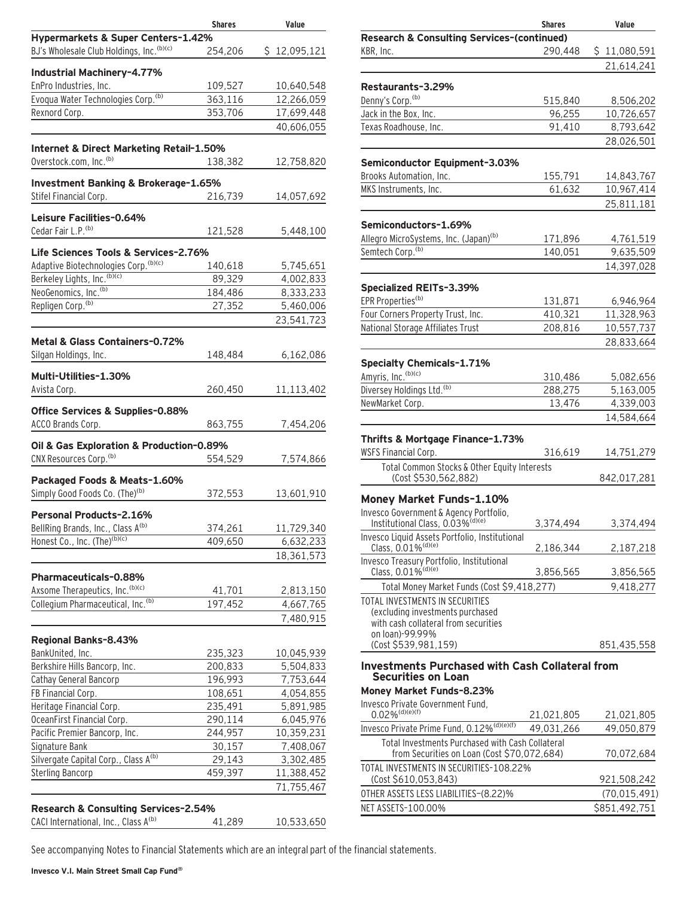| | Shares | Value |
|---|---|---|
| **Hypermarkets & Super Centers-1.42%** | | |
| BJ's Wholesale Club Holdings, Inc.(b)(c) | 254,206 | $ 12,095,121 |
| **Industrial Machinery-4.77%** | | |
| EnPro Industries, Inc. | 109,527 | 10,640,548 |
| Evoqua Water Technologies Corp.(b) | 363,116 | 12,266,059 |
| Rexnord Corp. | 353,706 | 17,699,448 |
| | | 40,606,055 |
| **Internet & Direct Marketing Retail-1.50%** | | |
| Overstock.com, Inc.(b) | 138,382 | 12,758,820 |
| **Investment Banking & Brokerage-1.65%** | | |
| Stifel Financial Corp. | 216,739 | 14,057,692 |
| **Leisure Facilities-0.64%** | | |
| Cedar Fair L.P.(b) | 121,528 | 5,448,100 |
| **Life Sciences Tools & Services-2.76%** | | |
| Adaptive Biotechnologies Corp.(b)(c) | 140,618 | 5,745,651 |
| Berkeley Lights, Inc.(b)(c) | 89,329 | 4,002,833 |
| NeoGenomics, Inc.(b) | 184,486 | 8,333,233 |
| Repligen Corp.(b) | 27,352 | 5,460,006 |
| | | 23,541,723 |
| **Metal & Glass Containers-0.72%** | | |
| Silgan Holdings, Inc. | 148,484 | 6,162,086 |
| **Multi-Utilities-1.30%** | | |
| Avista Corp. | 260,450 | 11,113,402 |
| **Office Services & Supplies-0.88%** | | |
| ACCO Brands Corp. | 863,755 | 7,454,206 |
| **Oil & Gas Exploration & Production-0.89%** | | |
| CNX Resources Corp.(b) | 554,529 | 7,574,866 |
| **Packaged Foods & Meats-1.60%** | | |
| Simply Good Foods Co. (The)(b) | 372,553 | 13,601,910 |
| **Personal Products-2.16%** | | |
| BellRing Brands, Inc., Class A(b) | 374,261 | 11,729,340 |
| Honest Co., Inc. (The)(b)(c) | 409,650 | 6,632,233 |
| | | 18,361,573 |
| **Pharmaceuticals-0.88%** | | |
| Axsome Therapeutics, Inc.(b)(c) | 41,701 | 2,813,150 |
| Collegium Pharmaceutical, Inc.(b) | 197,452 | 4,667,765 |
| | | 7,480,915 |
| **Regional Banks-8.43%** | | |
| BankUnited, Inc. | 235,323 | 10,045,939 |
| Berkshire Hills Bancorp, Inc. | 200,833 | 5,504,833 |
| Cathay General Bancorp | 196,993 | 7,753,644 |
| FB Financial Corp. | 108,651 | 4,054,855 |
| Heritage Financial Corp. | 235,491 | 5,891,985 |
| OceanFirst Financial Corp. | 290,114 | 6,045,976 |
| Pacific Premier Bancorp, Inc. | 244,957 | 10,359,231 |
| Signature Bank | 30,157 | 7,408,067 |
| Silvergate Capital Corp., Class A(b) | 29,143 | 3,302,485 |
| Sterling Bancorp | 459,397 | 11,388,452 |
| | | 71,755,467 |
| **Research & Consulting Services-2.54%** | | |
| CACI International, Inc., Class A(b) | 41,289 | 10,533,650 |
| KBR, Inc. | 290,448 | $ 11,080,591 |
| | | 21,614,241 |
| **Restaurants-3.29%** | | |
| Denny's Corp.(b) | 515,840 | 8,506,202 |
| Jack in the Box, Inc. | 96,255 | 10,726,657 |
| Texas Roadhouse, Inc. | 91,410 | 8,793,642 |
| | | 28,026,501 |
| **Semiconductor Equipment-3.03%** | | |
| Brooks Automation, Inc. | 155,791 | 14,843,767 |
| MKS Instruments, Inc. | 61,632 | 10,967,414 |
| | | 25,811,181 |
| **Semiconductors-1.69%** | | |
| Allegro MicroSystems, Inc. (Japan)(b) | 171,896 | 4,761,519 |
| Semtech Corp.(b) | 140,051 | 9,635,509 |
| | | 14,397,028 |
| **Specialized REITs-3.39%** | | |
| EPR Properties(b) | 131,871 | 6,946,964 |
| Four Corners Property Trust, Inc. | 410,321 | 11,328,963 |
| National Storage Affiliates Trust | 208,816 | 10,557,737 |
| | | 28,833,664 |
| **Specialty Chemicals-1.71%** | | |
| Amyris, Inc.(b)(c) | 310,486 | 5,082,656 |
| Diversey Holdings Ltd.(b) | 288,275 | 5,163,005 |
| NewMarket Corp. | 13,476 | 4,339,003 |
| | | 14,584,664 |
| **Thrifts & Mortgage Finance-1.73%** | | |
| WSFS Financial Corp. | 316,619 | 14,751,279 |
| Total Common Stocks & Other Equity Interests (Cost $530,562,882) | | 842,017,281 |
| **Money Market Funds-1.10%** | | |
| Invesco Government & Agency Portfolio, Institutional Class, 0.03%(d)(e) | 3,374,494 | 3,374,494 |
| Invesco Liquid Assets Portfolio, Institutional Class, 0.01%(d)(e) | 2,186,344 | 2,187,218 |
| Invesco Treasury Portfolio, Institutional Class, 0.01%(d)(e) | 3,856,565 | 3,856,565 |
| Total Money Market Funds (Cost $9,418,277) | | 9,418,277 |
| TOTAL INVESTMENTS IN SECURITIES (excluding investments purchased with cash collateral from securities on loan)-99.99% (Cost $539,981,159) | | 851,435,558 |
| **Investments Purchased with Cash Collateral from Securities on Loan** | | |
| **Money Market Funds-8.23%** | | |
| Invesco Private Government Fund, 0.02%(d)(e)(f) | 21,021,805 | 21,021,805 |
| Invesco Private Prime Fund, 0.12%(d)(e)(f) | 49,031,266 | 49,050,879 |
| Total Investments Purchased with Cash Collateral from Securities on Loan (Cost $70,072,684) | | 70,072,684 |
| TOTAL INVESTMENTS IN SECURITIES-108.22% (Cost $610,053,843) | | 921,508,242 |
| OTHER ASSETS LESS LIABILITIES-(8.22)% | | (70,015,491) |
| NET ASSETS-100.00% | | $851,492,751 |

See accompanying Notes to Financial Statements which are an integral part of the financial statements.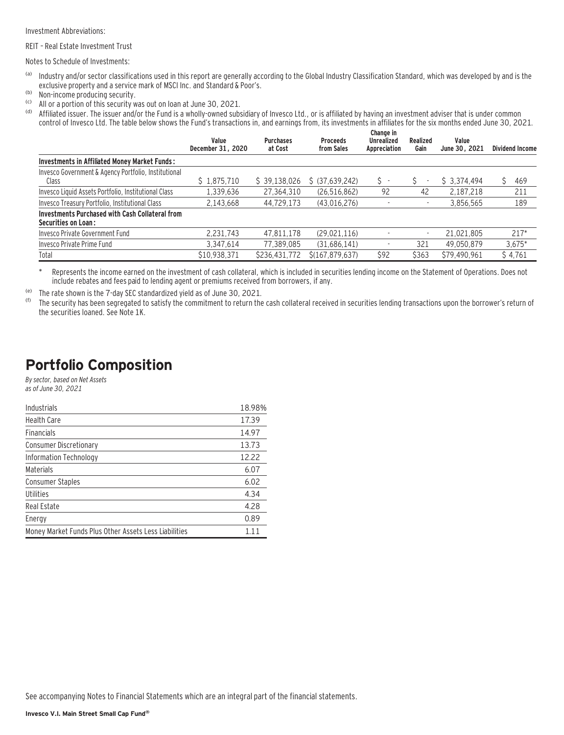Investment Abbreviations:

REIT – Real Estate Investment Trust

Notes to Schedule of Investments:

(a) Industry and/or sector classifications used in this report are generally according to the Global Industry Classification Standard, which was developed by and is the exclusive property and a service mark of MSCI Inc. and Standard & Poor's.

(b) Non-income producing security.

(c) All or a portion of this security was out on loan at June 30, 2021.

(d) Affiliated issuer. The issuer and/or the Fund is a wholly-owned subsidiary of Invesco Ltd., or is affiliated by having an investment adviser that is under common control of Invesco Ltd. The table below shows the Fund's transactions in, and earnings from, its investments in affiliates for the six months ended June 30, 2021.

| | Value December 31, 2020 | Purchases at Cost | Proceeds from Sales | Change in Unrealized Appreciation | Realized Gain | Value June 30, 2021 | Dividend Income |
|---|---|---|---|---|---|---|---|
| **Investments in Affiliated Money Market Funds:** | | | | | | | |
| Invesco Government & Agency Portfolio, Institutional Class | $ 1,875,710 | $ 39,138,026 | $ (37,639,242) | $ - | $ - | $ 3,374,494 | $ 469 |
| Invesco Liquid Assets Portfolio, Institutional Class | 1,339,636 | 27,364,310 | (26,516,862) | 92 | 42 | 2,187,218 | 211 |
| Invesco Treasury Portfolio, Institutional Class | 2,143,668 | 44,729,173 | (43,016,276) | - | - | 3,856,565 | 189 |
| **Investments Purchased with Cash Collateral from Securities on Loan:** | | | | | | | |
| Invesco Private Government Fund | 2,231,743 | 47,811,178 | (29,021,116) | - | - | 21,021,805 | 217* |
| Invesco Private Prime Fund | 3,347,614 | 77,389,085 | (31,686,141) | - | 321 | 49,050,879 | 3,675* |
| Total | $10,938,371 | $236,431,772 | $(167,879,637) | $92 | $363 | $79,490,961 | $ 4,761 |

\* Represents the income earned on the investment of cash collateral, which is included in securities lending income on the Statement of Operations. Does not include rebates and fees paid to lending agent or premiums received from borrowers, if any.

(e) The rate shown is the 7-day SEC standardized yield as of June 30, 2021.

(f) The security has been segregated to satisfy the commitment to return the cash collateral received in securities lending transactions upon the borrower's return of the securities loaned. See Note 1K.

# Portfolio Composition

*By sector, based on Net Assets as of June 30, 2021*

| Sector | % |
|---|---|
| Industrials | 18.98% |
| Health Care | 17.39 |
| Financials | 14.97 |
| Consumer Discretionary | 13.73 |
| Information Technology | 12.22 |
| Materials | 6.07 |
| Consumer Staples | 6.02 |
| Utilities | 4.34 |
| Real Estate | 4.28 |
| Energy | 0.89 |
| Money Market Funds Plus Other Assets Less Liabilities | 1.11 |

See accompanying Notes to Financial Statements which are an integral part of the financial statements.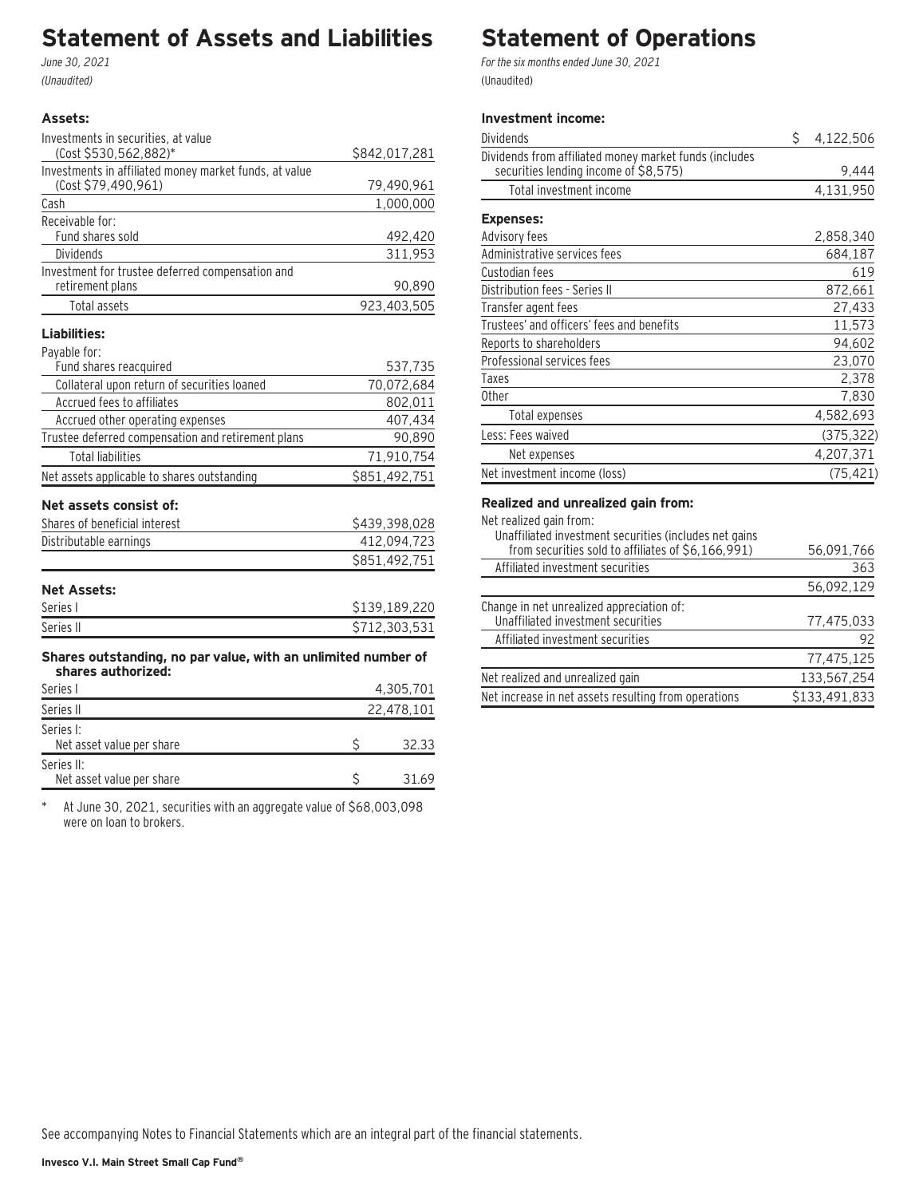# Statement of Assets and Liabilities

*June 30, 2021*

*(Unaudited)*

| | |
|---|---|
| **Assets:** | |
| Investments in securities, at value (Cost $530,562,882)* | $842,017,281 |
| Investments in affiliated money market funds, at value (Cost $79,490,961) | 79,490,961 |
| Cash | 1,000,000 |
| Receivable for: | |
| Fund shares sold | 492,420 |
| Dividends | 311,953 |
| Investment for trustee deferred compensation and retirement plans | 90,890 |
| Total assets | 923,403,505 |
| **Liabilities:** | |
| Payable for: | |
| Fund shares reacquired | 537,735 |
| Collateral upon return of securities loaned | 70,072,684 |
| Accrued fees to affiliates | 802,011 |
| Accrued other operating expenses | 407,434 |
| Trustee deferred compensation and retirement plans | 90,890 |
| Total liabilities | 71,910,754 |
| Net assets applicable to shares outstanding | $851,492,751 |
| **Net assets consist of:** | |
| Shares of beneficial interest | $439,398,028 |
| Distributable earnings | 412,094,723 |
| | $851,492,751 |
| **Net Assets:** | |
| Series I | $139,189,220 |
| Series II | $712,303,531 |
| **Shares outstanding, no par value, with an unlimited number of shares authorized:** | |
| Series I | 4,305,701 |
| Series II | 22,478,101 |
| Series I: Net asset value per share | $ 32.33 |
| Series II: Net asset value per share | $ 31.69 |

\* At June 30, 2021, securities with an aggregate value of $68,003,098 were on loan to brokers.

# Statement of Operations

*For the six months ended June 30, 2021*

(Unaudited)

| | |
|---|---|
| **Investment income:** | |
| Dividends | $ 4,122,506 |
| Dividends from affiliated money market funds (includes securities lending income of $8,575) | 9,444 |
| Total investment income | 4,131,950 |
| **Expenses:** | |
| Advisory fees | 2,858,340 |
| Administrative services fees | 684,187 |
| Custodian fees | 619 |
| Distribution fees - Series II | 872,661 |
| Transfer agent fees | 27,433 |
| Trustees' and officers' fees and benefits | 11,573 |
| Reports to shareholders | 94,602 |
| Professional services fees | 23,070 |
| Taxes | 2,378 |
| Other | 7,830 |
| Total expenses | 4,582,693 |
| Less: Fees waived | (375,322) |
| Net expenses | 4,207,371 |
| Net investment income (loss) | (75,421) |
| **Realized and unrealized gain from:** | |
| Net realized gain from: | |
| Unaffiliated investment securities (includes net gains from securities sold to affiliates of $6,166,991) | 56,091,766 |
| Affiliated investment securities | 363 |
| | 56,092,129 |
| Change in net unrealized appreciation of: | |
| Unaffiliated investment securities | 77,475,033 |
| Affiliated investment securities | 92 |
| | 77,475,125 |
| Net realized and unrealized gain | 133,567,254 |
| Net increase in net assets resulting from operations | $133,491,833 |

See accompanying Notes to Financial Statements which are an integral part of the financial statements.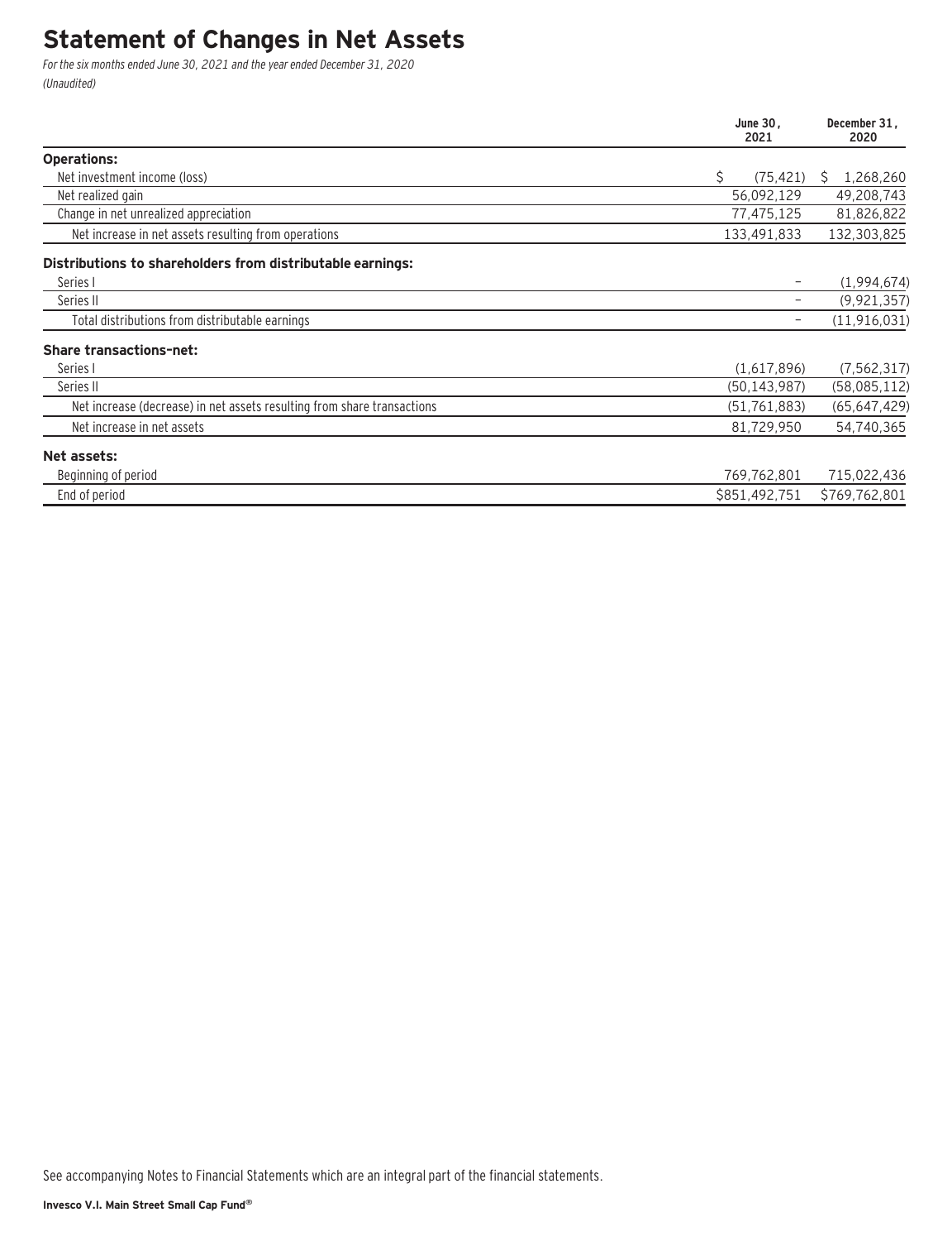# Statement of Changes in Net Assets

*For the six months ended June 30, 2021 and the year ended December 31, 2020*
*(Unaudited)*

| | June 30, 2021 | December 31, 2020 |
|---|---|---|
| **Operations:** | | |
| Net investment income (loss) | $ (75,421) | $ 1,268,260 |
| Net realized gain | 56,092,129 | 49,208,743 |
| Change in net unrealized appreciation | 77,475,125 | 81,826,822 |
| Net increase in net assets resulting from operations | 133,491,833 | 132,303,825 |
| **Distributions to shareholders from distributable earnings:** | | |
| Series I | – | (1,994,674) |
| Series II | – | (9,921,357) |
| Total distributions from distributable earnings | – | (11,916,031) |
| **Share transactions–net:** | | |
| Series I | (1,617,896) | (7,562,317) |
| Series II | (50,143,987) | (58,085,112) |
| Net increase (decrease) in net assets resulting from share transactions | (51,761,883) | (65,647,429) |
| Net increase in net assets | 81,729,950 | 54,740,365 |
| **Net assets:** | | |
| Beginning of period | 769,762,801 | 715,022,436 |
| End of period | $851,492,751 | $769,762,801 |

See accompanying Notes to Financial Statements which are an integral part of the financial statements.

**Invesco V.I. Main Street Small Cap Fund®**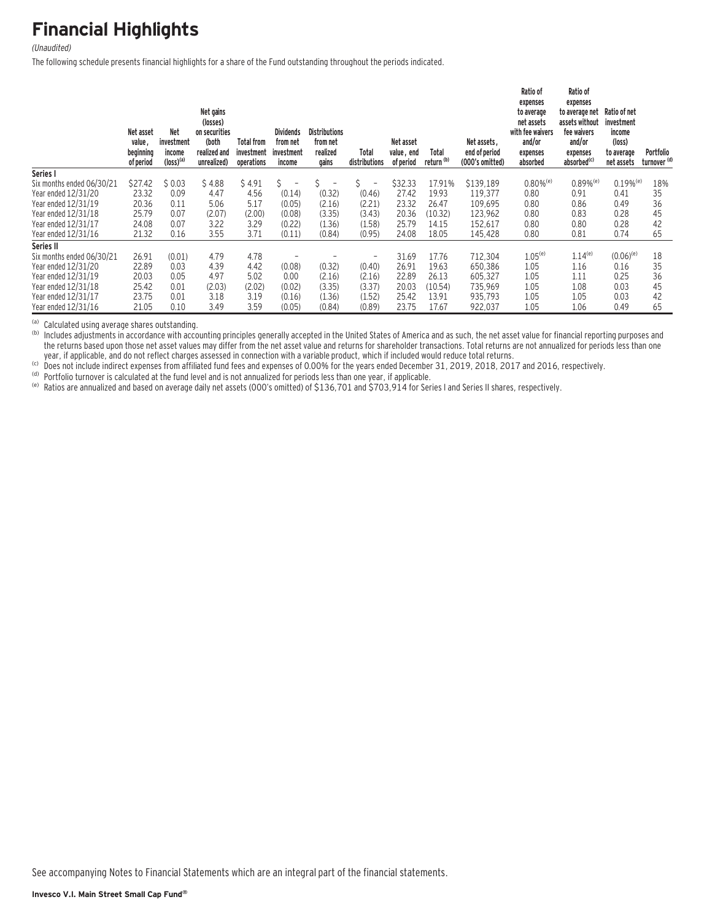# Financial Highlights

*(Unaudited)*

The following schedule presents financial highlights for a share of the Fund outstanding throughout the periods indicated.

| | Net asset value, beginning of period | Net investment income (loss)[(a)] | Net gains (losses) on securities (both realized and unrealized) | Total from investment operations | Dividends from net investment income | Distributions from net realized gains | Total distributions | Net asset value, end of period | Total return [(b)] | Net assets, end of period (000's omitted) | Ratio of expenses to average net assets with fee waivers and/or expenses absorbed | Ratio of expenses to average net assets without fee waivers and/or expenses absorbed[(c)] | Ratio of net investment income (loss) to average net assets | Portfolio turnover [(d)] |
|---|---|---|---|---|---|---|---|---|---|---|---|---|---|---|
| **Series I** | | | | | | | | | | | | | | |
| Six months ended 06/30/21 | $27.42 | $ 0.03 | $ 4.88 | $ 4.91 | $ – | $ – | $ – | $32.33 | 17.91% | $139,189 | 0.80%[(e)] | 0.89%[(e)] | 0.19%[(e)] | 18% |
| Year ended 12/31/20 | 23.32 | 0.09 | 4.47 | 4.56 | (0.14) | (0.32) | (0.46) | 27.42 | 19.93 | 119,377 | 0.80 | 0.91 | 0.41 | 35 |
| Year ended 12/31/19 | 20.36 | 0.11 | 5.06 | 5.17 | (0.05) | (2.16) | (2.21) | 23.32 | 26.47 | 109,695 | 0.80 | 0.86 | 0.49 | 36 |
| Year ended 12/31/18 | 25.79 | 0.07 | (2.07) | (2.00) | (0.08) | (3.35) | (3.43) | 20.36 | (10.32) | 123,962 | 0.80 | 0.83 | 0.28 | 45 |
| Year ended 12/31/17 | 24.08 | 0.07 | 3.22 | 3.29 | (0.22) | (1.36) | (1.58) | 25.79 | 14.15 | 152,617 | 0.80 | 0.80 | 0.28 | 42 |
| Year ended 12/31/16 | 21.32 | 0.16 | 3.55 | 3.71 | (0.11) | (0.84) | (0.95) | 24.08 | 18.05 | 145,428 | 0.80 | 0.81 | 0.74 | 65 |
| **Series II** | | | | | | | | | | | | | | |
| Six months ended 06/30/21 | 26.91 | (0.01) | 4.79 | 4.78 | – | – | – | 31.69 | 17.76 | 712,304 | 1.05[(e)] | 1.14[(e)] | (0.06)[(e)] | 18 |
| Year ended 12/31/20 | 22.89 | 0.03 | 4.39 | 4.42 | (0.08) | (0.32) | (0.40) | 26.91 | 19.63 | 650,386 | 1.05 | 1.16 | 0.16 | 35 |
| Year ended 12/31/19 | 20.03 | 0.05 | 4.97 | 5.02 | 0.00 | (2.16) | (2.16) | 22.89 | 26.13 | 605,327 | 1.05 | 1.11 | 0.25 | 36 |
| Year ended 12/31/18 | 25.42 | 0.01 | (2.03) | (2.02) | (0.02) | (3.35) | (3.37) | 20.03 | (10.54) | 735,969 | 1.05 | 1.08 | 0.03 | 45 |
| Year ended 12/31/17 | 23.75 | 0.01 | 3.18 | 3.19 | (0.16) | (1.36) | (1.52) | 25.42 | 13.91 | 935,793 | 1.05 | 1.05 | 0.03 | 42 |
| Year ended 12/31/16 | 21.05 | 0.10 | 3.49 | 3.59 | (0.05) | (0.84) | (0.89) | 23.75 | 17.67 | 922,037 | 1.05 | 1.06 | 0.49 | 65 |

(a) Calculated using average shares outstanding.

(b) Includes adjustments in accordance with accounting principles generally accepted in the United States of America and as such, the net asset value for financial reporting purposes and the returns based upon those net asset values may differ from the net asset value and returns for shareholder transactions. Total returns are not annualized for periods less than one year, if applicable, and do not reflect charges assessed in connection with a variable product, which if included would reduce total returns.

(c) Does not include indirect expenses from affiliated fund fees and expenses of 0.00% for the years ended December 31, 2019, 2018, 2017 and 2016, respectively.

(d) Portfolio turnover is calculated at the fund level and is not annualized for periods less than one year, if applicable.

(e) Ratios are annualized and based on average daily net assets (000's omitted) of $136,701 and $703,914 for Series I and Series II shares, respectively.

See accompanying Notes to Financial Statements which are an integral part of the financial statements.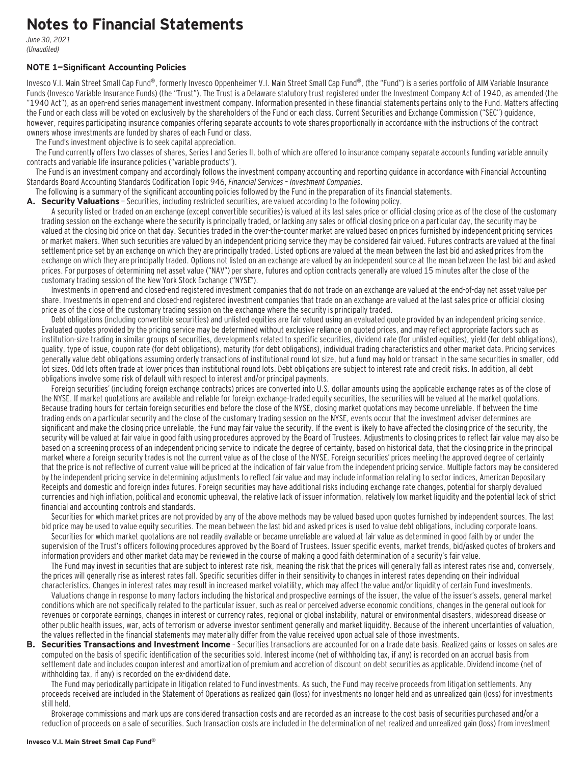# Notes to Financial Statements

*June 30, 2021*
*(Unaudited)*

### NOTE 1—Significant Accounting Policies

Invesco V.I. Main Street Small Cap Fund®, formerly Invesco Oppenheimer V.I. Main Street Small Cap Fund®, (the "Fund") is a series portfolio of AIM Variable Insurance Funds (Invesco Variable Insurance Funds) (the "Trust"). The Trust is a Delaware statutory trust registered under the Investment Company Act of 1940, as amended (the "1940 Act"), as an open-end series management investment company. Information presented in these financial statements pertains only to the Fund. Matters affecting the Fund or each class will be voted on exclusively by the shareholders of the Fund or each class. Current Securities and Exchange Commission ("SEC") guidance, however, requires participating insurance companies offering separate accounts to vote shares proportionally in accordance with the instructions of the contract owners whose investments are funded by shares of each Fund or class.

The Fund's investment objective is to seek capital appreciation.

The Fund currently offers two classes of shares, Series I and Series II, both of which are offered to insurance company separate accounts funding variable annuity contracts and variable life insurance policies ("variable products").

The Fund is an investment company and accordingly follows the investment company accounting and reporting guidance in accordance with Financial Accounting Standards Board Accounting Standards Codification Topic 946, *Financial Services – Investment Companies*.

The following is a summary of the significant accounting policies followed by the Fund in the preparation of its financial statements.

**A. Security Valuations** – Securities, including restricted securities, are valued according to the following policy.

A security listed or traded on an exchange (except convertible securities) is valued at its last sales price or official closing price as of the close of the customary trading session on the exchange where the security is principally traded, or lacking any sales or official closing price on a particular day, the security may be valued at the closing bid price on that day. Securities traded in the over-the-counter market are valued based on prices furnished by independent pricing services or market makers. When such securities are valued by an independent pricing service they may be considered fair valued. Futures contracts are valued at the final settlement price set by an exchange on which they are principally traded. Listed options are valued at the mean between the last bid and asked prices from the exchange on which they are principally traded. Options not listed on an exchange are valued by an independent source at the mean between the last bid and asked prices. For purposes of determining net asset value ("NAV") per share, futures and option contracts generally are valued 15 minutes after the close of the customary trading session of the New York Stock Exchange ("NYSE").

Investments in open-end and closed-end registered investment companies that do not trade on an exchange are valued at the end-of-day net asset value per share. Investments in open-end and closed-end registered investment companies that trade on an exchange are valued at the last sales price or official closing price as of the close of the customary trading session on the exchange where the security is principally traded.

Debt obligations (including convertible securities) and unlisted equities are fair valued using an evaluated quote provided by an independent pricing service. Evaluated quotes provided by the pricing service may be determined without exclusive reliance on quoted prices, and may reflect appropriate factors such as institution-size trading in similar groups of securities, developments related to specific securities, dividend rate (for unlisted equities), yield (for debt obligations), quality, type of issue, coupon rate (for debt obligations), maturity (for debt obligations), individual trading characteristics and other market data. Pricing services generally value debt obligations assuming orderly transactions of institutional round lot size, but a fund may hold or transact in the same securities in smaller, odd lot sizes. Odd lots often trade at lower prices than institutional round lots. Debt obligations are subject to interest rate and credit risks. In addition, all debt obligations involve some risk of default with respect to interest and/or principal payments.

Foreign securities' (including foreign exchange contracts) prices are converted into U.S. dollar amounts using the applicable exchange rates as of the close of the NYSE. If market quotations are available and reliable for foreign exchange-traded equity securities, the securities will be valued at the market quotations. Because trading hours for certain foreign securities end before the close of the NYSE, closing market quotations may become unreliable. If between the time trading ends on a particular security and the close of the customary trading session on the NYSE, events occur that the investment adviser determines are significant and make the closing price unreliable, the Fund may fair value the security. If the event is likely to have affected the closing price of the security, the security will be valued at fair value in good faith using procedures approved by the Board of Trustees. Adjustments to closing prices to reflect fair value may also be based on a screening process of an independent pricing service to indicate the degree of certainty, based on historical data, that the closing price in the principal market where a foreign security trades is not the current value as of the close of the NYSE. Foreign securities' prices meeting the approved degree of certainty that the price is not reflective of current value will be priced at the indication of fair value from the independent pricing service. Multiple factors may be considered by the independent pricing service in determining adjustments to reflect fair value and may include information relating to sector indices, American Depositary Receipts and domestic and foreign index futures. Foreign securities may have additional risks including exchange rate changes, potential for sharply devalued currencies and high inflation, political and economic upheaval, the relative lack of issuer information, relatively low market liquidity and the potential lack of strict financial and accounting controls and standards.

Securities for which market prices are not provided by any of the above methods may be valued based upon quotes furnished by independent sources. The last bid price may be used to value equity securities. The mean between the last bid and asked prices is used to value debt obligations, including corporate loans.

Securities for which market quotations are not readily available or became unreliable are valued at fair value as determined in good faith by or under the supervision of the Trust's officers following procedures approved by the Board of Trustees. Issuer specific events, market trends, bid/asked quotes of brokers and information providers and other market data may be reviewed in the course of making a good faith determination of a security's fair value.

The Fund may invest in securities that are subject to interest rate risk, meaning the risk that the prices will generally fall as interest rates rise and, conversely, the prices will generally rise as interest rates fall. Specific securities differ in their sensitivity to changes in interest rates depending on their individual characteristics. Changes in interest rates may result in increased market volatility, which may affect the value and/or liquidity of certain Fund investments.

Valuations change in response to many factors including the historical and prospective earnings of the issuer, the value of the issuer's assets, general market conditions which are not specifically related to the particular issuer, such as real or perceived adverse economic conditions, changes in the general outlook for revenues or corporate earnings, changes in interest or currency rates, regional or global instability, natural or environmental disasters, widespread disease or other public health issues, war, acts of terrorism or adverse investor sentiment generally and market liquidity. Because of the inherent uncertainties of valuation, the values reflected in the financial statements may materially differ from the value received upon actual sale of those investments.

**B. Securities Transactions and Investment Income** – Securities transactions are accounted for on a trade date basis. Realized gains or losses on sales are computed on the basis of specific identification of the securities sold. Interest income (net of withholding tax, if any) is recorded on an accrual basis from settlement date and includes coupon interest and amortization of premium and accretion of discount on debt securities as applicable. Dividend income (net of withholding tax, if any) is recorded on the ex-dividend date.

The Fund may periodically participate in litigation related to Fund investments. As such, the Fund may receive proceeds from litigation settlements. Any proceeds received are included in the Statement of Operations as realized gain (loss) for investments no longer held and as unrealized gain (loss) for investments still held.

Brokerage commissions and mark ups are considered transaction costs and are recorded as an increase to the cost basis of securities purchased and/or a reduction of proceeds on a sale of securities. Such transaction costs are included in the determination of net realized and unrealized gain (loss) from investment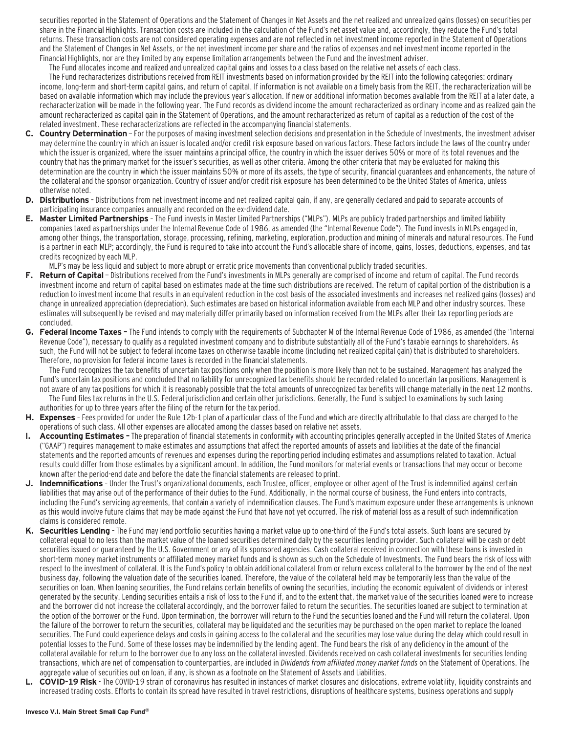securities reported in the Statement of Operations and the Statement of Changes in Net Assets and the net realized and unrealized gains (losses) on securities per share in the Financial Highlights. Transaction costs are included in the calculation of the Fund's net asset value and, accordingly, they reduce the Fund's total returns. These transaction costs are not considered operating expenses and are not reflected in net investment income reported in the Statement of Operations and the Statement of Changes in Net Assets, or the net investment income per share and the ratios of expenses and net investment income reported in the Financial Highlights, nor are they limited by any expense limitation arrangements between the Fund and the investment adviser.

The Fund allocates income and realized and unrealized capital gains and losses to a class based on the relative net assets of each class.

The Fund recharacterizes distributions received from REIT investments based on information provided by the REIT into the following categories: ordinary income, long-term and short-term capital gains, and return of capital. If information is not available on a timely basis from the REIT, the recharacterization will be based on available information which may include the previous year's allocation. If new or additional information becomes available from the REIT at a later date, a recharacterization will be made in the following year. The Fund records as dividend income the amount recharacterized as ordinary income and as realized gain the amount recharacterized as capital gain in the Statement of Operations, and the amount recharacterized as return of capital as a reduction of the cost of the related investment. These recharacterizations are reflected in the accompanying financial statements.

**C. Country Determination** – For the purposes of making investment selection decisions and presentation in the Schedule of Investments, the investment adviser may determine the country in which an issuer is located and/or credit risk exposure based on various factors. These factors include the laws of the country under which the issuer is organized, where the issuer maintains a principal office, the country in which the issuer derives 50% or more of its total revenues and the country that has the primary market for the issuer's securities, as well as other criteria. Among the other criteria that may be evaluated for making this determination are the country in which the issuer maintains 50% or more of its assets, the type of security, financial guarantees and enhancements, the nature of the collateral and the sponsor organization. Country of issuer and/or credit risk exposure has been determined to be the United States of America, unless otherwise noted.

**D. Distributions** – Distributions from net investment income and net realized capital gain, if any, are generally declared and paid to separate accounts of participating insurance companies annually and recorded on the ex-dividend date.

**E. Master Limited Partnerships** – The Fund invests in Master Limited Partnerships ("MLPs"). MLPs are publicly traded partnerships and limited liability companies taxed as partnerships under the Internal Revenue Code of 1986, as amended (the "Internal Revenue Code"). The Fund invests in MLPs engaged in, among other things, the transportation, storage, processing, refining, marketing, exploration, production and mining of minerals and natural resources. The Fund is a partner in each MLP; accordingly, the Fund is required to take into account the Fund's allocable share of income, gains, losses, deductions, expenses, and tax credits recognized by each MLP.

MLP's may be less liquid and subject to more abrupt or erratic price movements than conventional publicly traded securities.

**F. Return of Capital** – Distributions received from the Fund's investments in MLPs generally are comprised of income and return of capital. The Fund records investment income and return of capital based on estimates made at the time such distributions are received. The return of capital portion of the distribution is a reduction to investment income that results in an equivalent reduction in the cost basis of the associated investments and increases net realized gains (losses) and change in unrealized appreciation (depreciation). Such estimates are based on historical information available from each MLP and other industry sources. These estimates will subsequently be revised and may materially differ primarily based on information received from the MLPs after their tax reporting periods are concluded.

**G. Federal Income Taxes –** The Fund intends to comply with the requirements of Subchapter M of the Internal Revenue Code of 1986, as amended (the "Internal Revenue Code"), necessary to qualify as a regulated investment company and to distribute substantially all of the Fund's taxable earnings to shareholders. As such, the Fund will not be subject to federal income taxes on otherwise taxable income (including net realized capital gain) that is distributed to shareholders. Therefore, no provision for federal income taxes is recorded in the financial statements.

The Fund recognizes the tax benefits of uncertain tax positions only when the position is more likely than not to be sustained. Management has analyzed the Fund's uncertain tax positions and concluded that no liability for unrecognized tax benefits should be recorded related to uncertain tax positions. Management is not aware of any tax positions for which it is reasonably possible that the total amounts of unrecognized tax benefits will change materially in the next 12 months.

The Fund files tax returns in the U.S. Federal jurisdiction and certain other jurisdictions. Generally, the Fund is subject to examinations by such taxing authorities for up to three years after the filing of the return for the tax period.

**H. Expenses** – Fees provided for under the Rule 12b-1 plan of a particular class of the Fund and which are directly attributable to that class are charged to the operations of such class. All other expenses are allocated among the classes based on relative net assets.

**I. Accounting Estimates –** The preparation of financial statements in conformity with accounting principles generally accepted in the United States of America ("GAAP") requires management to make estimates and assumptions that affect the reported amounts of assets and liabilities at the date of the financial statements and the reported amounts of revenues and expenses during the reporting period including estimates and assumptions related to taxation. Actual results could differ from those estimates by a significant amount. In addition, the Fund monitors for material events or transactions that may occur or become known after the period-end date and before the date the financial statements are released to print.

**J. Indemnifications** – Under the Trust's organizational documents, each Trustee, officer, employee or other agent of the Trust is indemnified against certain liabilities that may arise out of the performance of their duties to the Fund. Additionally, in the normal course of business, the Fund enters into contracts, including the Fund's servicing agreements, that contain a variety of indemnification clauses. The Fund's maximum exposure under these arrangements is unknown as this would involve future claims that may be made against the Fund that have not yet occurred. The risk of material loss as a result of such indemnification claims is considered remote.

**K. Securities Lending** – The Fund may lend portfolio securities having a market value up to one-third of the Fund's total assets. Such loans are secured by collateral equal to no less than the market value of the loaned securities determined daily by the securities lending provider. Such collateral will be cash or debt securities issued or guaranteed by the U.S. Government or any of its sponsored agencies. Cash collateral received in connection with these loans is invested in short-term money market instruments or affiliated money market funds and is shown as such on the Schedule of Investments. The Fund bears the risk of loss with respect to the investment of collateral. It is the Fund's policy to obtain additional collateral from or return excess collateral to the borrower by the end of the next business day, following the valuation date of the securities loaned. Therefore, the value of the collateral held may be temporarily less than the value of the securities on loan. When loaning securities, the Fund retains certain benefits of owning the securities, including the economic equivalent of dividends or interest generated by the security. Lending securities entails a risk of loss to the Fund if, and to the extent that, the market value of the securities loaned were to increase and the borrower did not increase the collateral accordingly, and the borrower failed to return the securities. The securities loaned are subject to termination at the option of the borrower or the Fund. Upon termination, the borrower will return to the Fund the securities loaned and the Fund will return the collateral. Upon the failure of the borrower to return the securities, collateral may be liquidated and the securities may be purchased on the open market to replace the loaned securities. The Fund could experience delays and costs in gaining access to the collateral and the securities may lose value during the delay which could result in potential losses to the Fund. Some of these losses may be indemnified by the lending agent. The Fund bears the risk of any deficiency in the amount of the collateral available for return to the borrower due to any loss on the collateral invested. Dividends received on cash collateral investments for securities lending transactions, which are net of compensation to counterparties, are included in *Dividends from affiliated money market funds* on the Statement of Operations. The aggregate value of securities out on loan, if any, is shown as a footnote on the Statement of Assets and Liabilities.

**L. COVID-19 Risk** - The COVID-19 strain of coronavirus has resulted in instances of market closures and dislocations, extreme volatility, liquidity constraints and increased trading costs. Efforts to contain its spread have resulted in travel restrictions, disruptions of healthcare systems, business operations and supply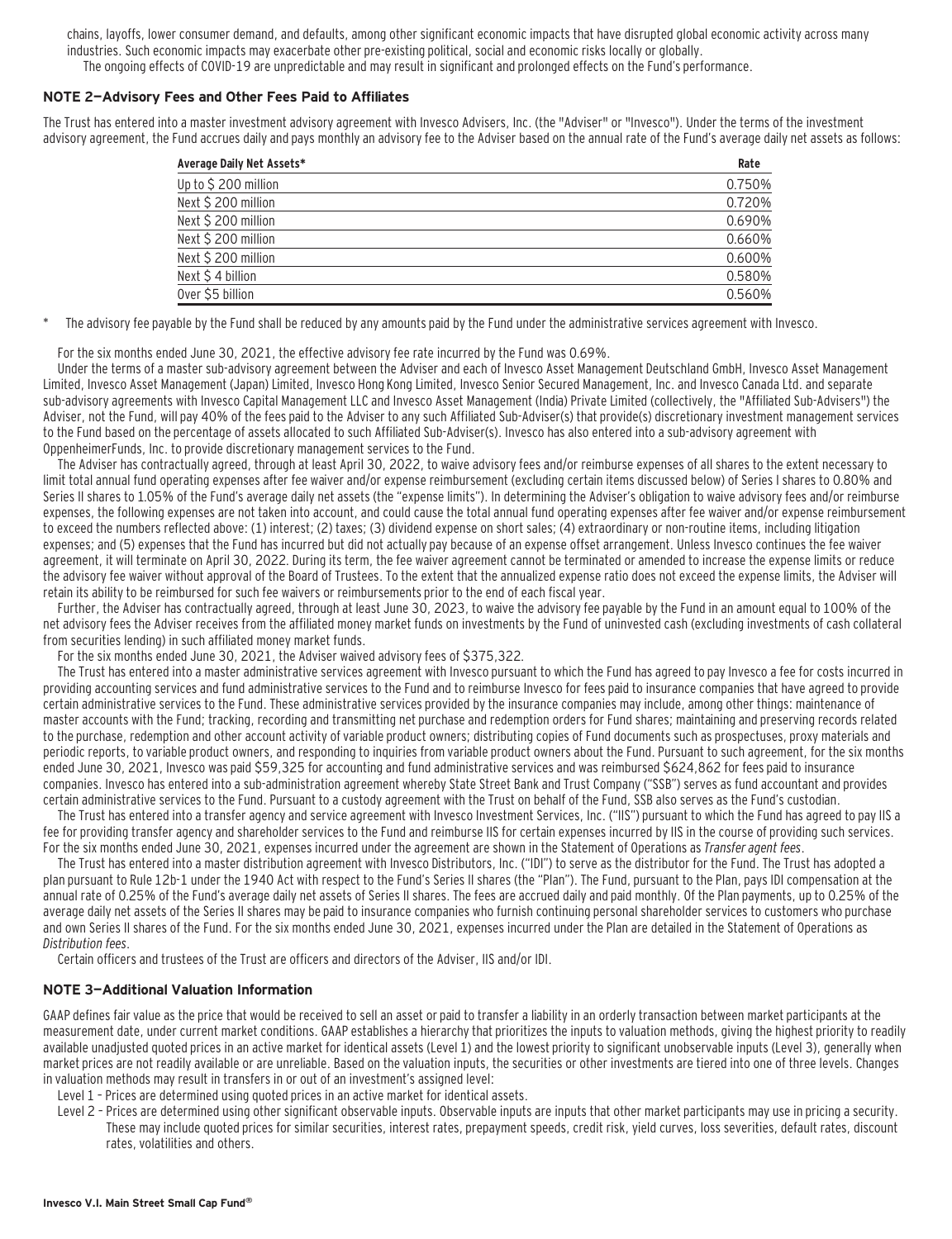chains, layoffs, lower consumer demand, and defaults, among other significant economic impacts that have disrupted global economic activity across many industries. Such economic impacts may exacerbate other pre-existing political, social and economic risks locally or globally.

The ongoing effects of COVID-19 are unpredictable and may result in significant and prolonged effects on the Fund's performance.

### NOTE 2—Advisory Fees and Other Fees Paid to Affiliates

The Trust has entered into a master investment advisory agreement with Invesco Advisers, Inc. (the "Adviser" or "Invesco"). Under the terms of the investment advisory agreement, the Fund accrues daily and pays monthly an advisory fee to the Adviser based on the annual rate of the Fund's average daily net assets as follows:

| Average Daily Net Assets* | Rate |
|---|---|
| Up to $ 200 million | 0.750% |
| Next $ 200 million | 0.720% |
| Next $ 200 million | 0.690% |
| Next $ 200 million | 0.660% |
| Next $ 200 million | 0.600% |
| Next $ 4 billion | 0.580% |
| Over $5 billion | 0.560% |

\* The advisory fee payable by the Fund shall be reduced by any amounts paid by the Fund under the administrative services agreement with Invesco.

For the six months ended June 30, 2021, the effective advisory fee rate incurred by the Fund was 0.69%.

Under the terms of a master sub-advisory agreement between the Adviser and each of Invesco Asset Management Deutschland GmbH, Invesco Asset Management Limited, Invesco Asset Management (Japan) Limited, Invesco Hong Kong Limited, Invesco Senior Secured Management, Inc. and Invesco Canada Ltd. and separate sub-advisory agreements with Invesco Capital Management LLC and Invesco Asset Management (India) Private Limited (collectively, the "Affiliated Sub-Advisers") the Adviser, not the Fund, will pay 40% of the fees paid to the Adviser to any such Affiliated Sub-Adviser(s) that provide(s) discretionary investment management services to the Fund based on the percentage of assets allocated to such Affiliated Sub-Adviser(s). Invesco has also entered into a sub-advisory agreement with OppenheimerFunds, Inc. to provide discretionary management services to the Fund.

The Adviser has contractually agreed, through at least April 30, 2022, to waive advisory fees and/or reimburse expenses of all shares to the extent necessary to limit total annual fund operating expenses after fee waiver and/or expense reimbursement (excluding certain items discussed below) of Series I shares to 0.80% and Series II shares to 1.05% of the Fund's average daily net assets (the "expense limits"). In determining the Adviser's obligation to waive advisory fees and/or reimburse expenses, the following expenses are not taken into account, and could cause the total annual fund operating expenses after fee waiver and/or expense reimbursement to exceed the numbers reflected above: (1) interest; (2) taxes; (3) dividend expense on short sales; (4) extraordinary or non-routine items, including litigation expenses; and (5) expenses that the Fund has incurred but did not actually pay because of an expense offset arrangement. Unless Invesco continues the fee waiver agreement, it will terminate on April 30, 2022. During its term, the fee waiver agreement cannot be terminated or amended to increase the expense limits or reduce the advisory fee waiver without approval of the Board of Trustees. To the extent that the annualized expense ratio does not exceed the expense limits, the Adviser will retain its ability to be reimbursed for such fee waivers or reimbursements prior to the end of each fiscal year.

Further, the Adviser has contractually agreed, through at least June 30, 2023, to waive the advisory fee payable by the Fund in an amount equal to 100% of the net advisory fees the Adviser receives from the affiliated money market funds on investments by the Fund of uninvested cash (excluding investments of cash collateral from securities lending) in such affiliated money market funds.

For the six months ended June 30, 2021, the Adviser waived advisory fees of $375,322.

The Trust has entered into a master administrative services agreement with Invesco pursuant to which the Fund has agreed to pay Invesco a fee for costs incurred in providing accounting services and fund administrative services to the Fund and to reimburse Invesco for fees paid to insurance companies that have agreed to provide certain administrative services to the Fund. These administrative services provided by the insurance companies may include, among other things: maintenance of master accounts with the Fund; tracking, recording and transmitting net purchase and redemption orders for Fund shares; maintaining and preserving records related to the purchase, redemption and other account activity of variable product owners; distributing copies of Fund documents such as prospectuses, proxy materials and periodic reports, to variable product owners, and responding to inquiries from variable product owners about the Fund. Pursuant to such agreement, for the six months ended June 30, 2021, Invesco was paid $59,325 for accounting and fund administrative services and was reimbursed $624,862 for fees paid to insurance companies. Invesco has entered into a sub-administration agreement whereby State Street Bank and Trust Company ("SSB") serves as fund accountant and provides certain administrative services to the Fund. Pursuant to a custody agreement with the Trust on behalf of the Fund, SSB also serves as the Fund's custodian.

The Trust has entered into a transfer agency and service agreement with Invesco Investment Services, Inc. ("IIS") pursuant to which the Fund has agreed to pay IIS a fee for providing transfer agency and shareholder services to the Fund and reimburse IIS for certain expenses incurred by IIS in the course of providing such services. For the six months ended June 30, 2021, expenses incurred under the agreement are shown in the Statement of Operations as *Transfer agent fees*.

The Trust has entered into a master distribution agreement with Invesco Distributors, Inc. ("IDI") to serve as the distributor for the Fund. The Trust has adopted a plan pursuant to Rule 12b-1 under the 1940 Act with respect to the Fund's Series II shares (the "Plan"). The Fund, pursuant to the Plan, pays IDI compensation at the annual rate of 0.25% of the Fund's average daily net assets of Series II shares. The fees are accrued daily and paid monthly. Of the Plan payments, up to 0.25% of the average daily net assets of the Series II shares may be paid to insurance companies who furnish continuing personal shareholder services to customers who purchase and own Series II shares of the Fund. For the six months ended June 30, 2021, expenses incurred under the Plan are detailed in the Statement of Operations as *Distribution fees*.

Certain officers and trustees of the Trust are officers and directors of the Adviser, IIS and/or IDI.

### NOTE 3—Additional Valuation Information

GAAP defines fair value as the price that would be received to sell an asset or paid to transfer a liability in an orderly transaction between market participants at the measurement date, under current market conditions. GAAP establishes a hierarchy that prioritizes the inputs to valuation methods, giving the highest priority to readily available unadjusted quoted prices in an active market for identical assets (Level 1) and the lowest priority to significant unobservable inputs (Level 3), generally when market prices are not readily available or are unreliable. Based on the valuation inputs, the securities or other investments are tiered into one of three levels. Changes in valuation methods may result in transfers in or out of an investment's assigned level:

Level 1 – Prices are determined using quoted prices in an active market for identical assets.

Level 2 – Prices are determined using other significant observable inputs. Observable inputs are inputs that other market participants may use in pricing a security. These may include quoted prices for similar securities, interest rates, prepayment speeds, credit risk, yield curves, loss severities, default rates, discount rates, volatilities and others.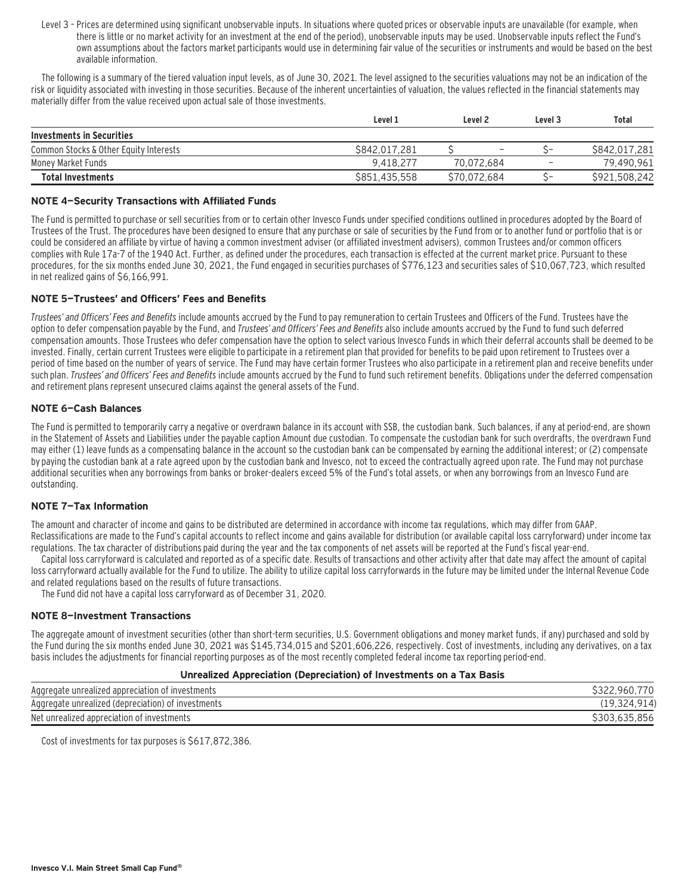Level 3 – Prices are determined using significant unobservable inputs. In situations where quoted prices or observable inputs are unavailable (for example, when there is little or no market activity for an investment at the end of the period), unobservable inputs may be used. Unobservable inputs reflect the Fund's own assumptions about the factors market participants would use in determining fair value of the securities or instruments and would be based on the best available information.

The following is a summary of the tiered valuation input levels, as of June 30, 2021. The level assigned to the securities valuations may not be an indication of the risk or liquidity associated with investing in those securities. Because of the inherent uncertainties of valuation, the values reflected in the financial statements may materially differ from the value received upon actual sale of those investments.

| | Level 1 | Level 2 | Level 3 | Total |
|---|---|---|---|---|
| **Investments in Securities** | | | | |
| Common Stocks & Other Equity Interests | $842,017,281 | $ – | $– | $842,017,281 |
| Money Market Funds | 9,418,277 | 70,072,684 | – | 79,490,961 |
| **Total Investments** | $851,435,558 | $70,072,684 | $– | $921,508,242 |

### NOTE 4—Security Transactions with Affiliated Funds

The Fund is permitted to purchase or sell securities from or to certain other Invesco Funds under specified conditions outlined in procedures adopted by the Board of Trustees of the Trust. The procedures have been designed to ensure that any purchase or sale of securities by the Fund from or to another fund or portfolio that is or could be considered an affiliate by virtue of having a common investment adviser (or affiliated investment advisers), common Trustees and/or common officers complies with Rule 17a-7 of the 1940 Act. Further, as defined under the procedures, each transaction is effected at the current market price. Pursuant to these procedures, for the six months ended June 30, 2021, the Fund engaged in securities purchases of $776,123 and securities sales of $10,067,723, which resulted in net realized gains of $6,166,991.

### NOTE 5—Trustees' and Officers' Fees and Benefits

*Trustees' and Officers' Fees and Benefits* include amounts accrued by the Fund to pay remuneration to certain Trustees and Officers of the Fund. Trustees have the option to defer compensation payable by the Fund, and *Trustees' and Officers' Fees and Benefits* also include amounts accrued by the Fund to fund such deferred compensation amounts. Those Trustees who defer compensation have the option to select various Invesco Funds in which their deferral accounts shall be deemed to be invested. Finally, certain current Trustees were eligible to participate in a retirement plan that provided for benefits to be paid upon retirement to Trustees over a period of time based on the number of years of service. The Fund may have certain former Trustees who also participate in a retirement plan and receive benefits under such plan. *Trustees' and Officers' Fees and Benefits* include amounts accrued by the Fund to fund such retirement benefits. Obligations under the deferred compensation and retirement plans represent unsecured claims against the general assets of the Fund.

### NOTE 6—Cash Balances

The Fund is permitted to temporarily carry a negative or overdrawn balance in its account with SSB, the custodian bank. Such balances, if any at period-end, are shown in the Statement of Assets and Liabilities under the payable caption Amount due custodian. To compensate the custodian bank for such overdrafts, the overdrawn Fund may either (1) leave funds as a compensating balance in the account so the custodian bank can be compensated by earning the additional interest; or (2) compensate by paying the custodian bank at a rate agreed upon by the custodian bank and Invesco, not to exceed the contractually agreed upon rate. The Fund may not purchase additional securities when any borrowings from banks or broker-dealers exceed 5% of the Fund's total assets, or when any borrowings from an Invesco Fund are outstanding.

### NOTE 7—Tax Information

The amount and character of income and gains to be distributed are determined in accordance with income tax regulations, which may differ from GAAP. Reclassifications are made to the Fund's capital accounts to reflect income and gains available for distribution (or available capital loss carryforward) under income tax regulations. The tax character of distributions paid during the year and the tax components of net assets will be reported at the Fund's fiscal year-end.

Capital loss carryforward is calculated and reported as of a specific date. Results of transactions and other activity after that date may affect the amount of capital loss carryforward actually available for the Fund to utilize. The ability to utilize capital loss carryforwards in the future may be limited under the Internal Revenue Code and related regulations based on the results of future transactions.

The Fund did not have a capital loss carryforward as of December 31, 2020.

### NOTE 8—Investment Transactions

The aggregate amount of investment securities (other than short-term securities, U.S. Government obligations and money market funds, if any) purchased and sold by the Fund during the six months ended June 30, 2021 was $145,734,015 and $201,606,226, respectively. Cost of investments, including any derivatives, on a tax basis includes the adjustments for financial reporting purposes as of the most recently completed federal income tax reporting period-end.

**Unrealized Appreciation (Depreciation) of Investments on a Tax Basis**

| | |
|---|---|
| Aggregate unrealized appreciation of investments | $322,960,770 |
| Aggregate unrealized (depreciation) of investments | (19,324,914) |
| Net unrealized appreciation of investments | $303,635,856 |

Cost of investments for tax purposes is $617,872,386.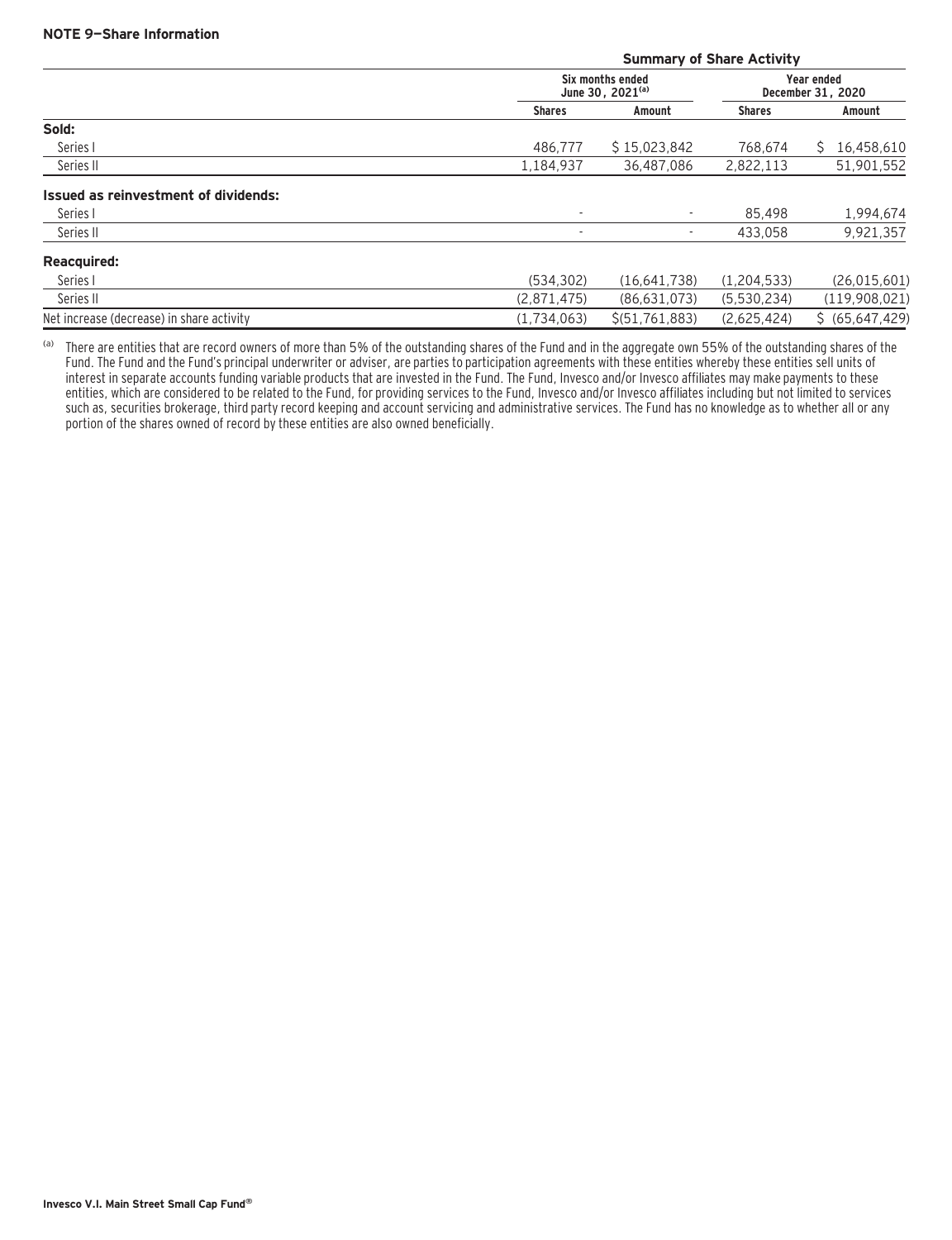**NOTE 9—Share Information**

| | Summary of Share Activity | | | |
|---|---|---|---|---|
| | Six months ended June 30, 2021[(a)] | | Year ended December 31, 2020 | |
| | Shares | Amount | Shares | Amount |
| **Sold:** | | | | |
| Series I | 486,777 | $ 15,023,842 | 768,674 | $ 16,458,610 |
| Series II | 1,184,937 | 36,487,086 | 2,822,113 | 51,901,552 |
| **Issued as reinvestment of dividends:** | | | | |
| Series I | - | - | 85,498 | 1,994,674 |
| Series II | - | - | 433,058 | 9,921,357 |
| **Reacquired:** | | | | |
| Series I | (534,302) | (16,641,738) | (1,204,533) | (26,015,601) |
| Series II | (2,871,475) | (86,631,073) | (5,530,234) | (119,908,021) |
| Net increase (decrease) in share activity | (1,734,063) | $(51,761,883) | (2,625,424) | $ (65,647,429) |

[(a)] There are entities that are record owners of more than 5% of the outstanding shares of the Fund and in the aggregate own 55% of the outstanding shares of the Fund. The Fund and the Fund's principal underwriter or adviser, are parties to participation agreements with these entities whereby these entities sell units of interest in separate accounts funding variable products that are invested in the Fund. The Fund, Invesco and/or Invesco affiliates may make payments to these entities, which are considered to be related to the Fund, for providing services to the Fund, Invesco and/or Invesco affiliates including but not limited to services such as, securities brokerage, third party record keeping and account servicing and administrative services. The Fund has no knowledge as to whether all or any portion of the shares owned of record by these entities are also owned beneficially.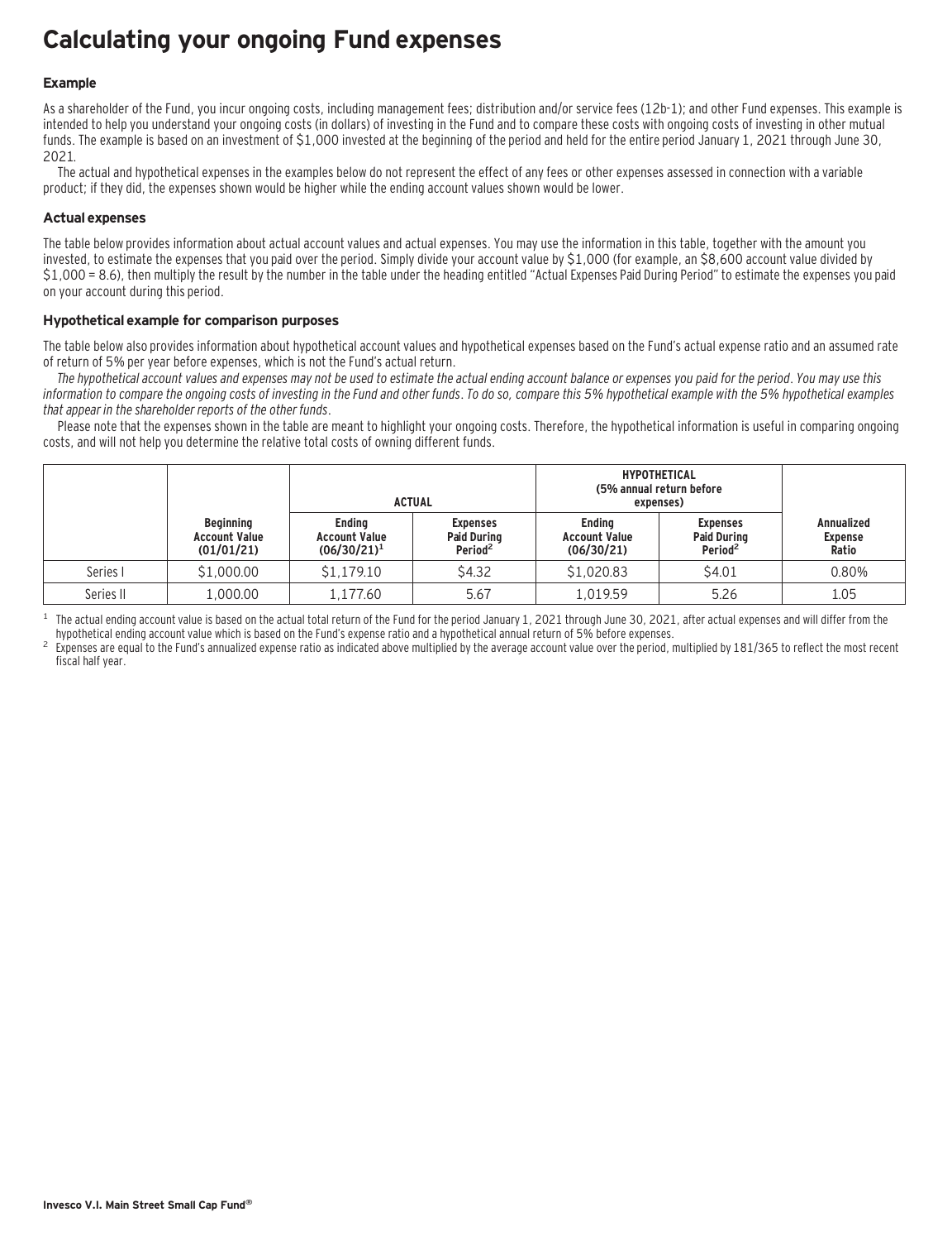# Calculating your ongoing Fund expenses

### Example

As a shareholder of the Fund, you incur ongoing costs, including management fees; distribution and/or service fees (12b-1); and other Fund expenses. This example is intended to help you understand your ongoing costs (in dollars) of investing in the Fund and to compare these costs with ongoing costs of investing in other mutual funds. The example is based on an investment of $1,000 invested at the beginning of the period and held for the entire period January 1, 2021 through June 30, 2021.

The actual and hypothetical expenses in the examples below do not represent the effect of any fees or other expenses assessed in connection with a variable product; if they did, the expenses shown would be higher while the ending account values shown would be lower.

### Actual expenses

The table below provides information about actual account values and actual expenses. You may use the information in this table, together with the amount you invested, to estimate the expenses that you paid over the period. Simply divide your account value by $1,000 (for example, an $8,600 account value divided by $1,000 = 8.6), then multiply the result by the number in the table under the heading entitled "Actual Expenses Paid During Period" to estimate the expenses you paid on your account during this period.

### Hypothetical example for comparison purposes

The table below also provides information about hypothetical account values and hypothetical expenses based on the Fund's actual expense ratio and an assumed rate of return of 5% per year before expenses, which is not the Fund's actual return.

*The hypothetical account values and expenses may not be used to estimate the actual ending account balance or expenses you paid for the period. You may use this information to compare the ongoing costs of investing in the Fund and other funds. To do so, compare this 5% hypothetical example with the 5% hypothetical examples that appear in the shareholder reports of the other funds.*

Please note that the expenses shown in the table are meant to highlight your ongoing costs. Therefore, the hypothetical information is useful in comparing ongoing costs, and will not help you determine the relative total costs of owning different funds.

| | | ACTUAL | | HYPOTHETICAL (5% annual return before expenses) | | |
|---|---|---|---|---|---|---|
| | Beginning Account Value (01/01/21) | Ending Account Value (06/30/21)[1] | Expenses Paid During Period[2] | Ending Account Value (06/30/21) | Expenses Paid During Period[2] | Annualized Expense Ratio |
| Series I | $1,000.00 | $1,179.10 | $4.32 | $1,020.83 | $4.01 | 0.80% |
| Series II | 1,000.00 | 1,177.60 | 5.67 | 1,019.59 | 5.26 | 1.05 |

[1] The actual ending account value is based on the actual total return of the Fund for the period January 1, 2021 through June 30, 2021, after actual expenses and will differ from the hypothetical ending account value which is based on the Fund's expense ratio and a hypothetical annual return of 5% before expenses.

[2] Expenses are equal to the Fund's annualized expense ratio as indicated above multiplied by the average account value over the period, multiplied by 181/365 to reflect the most recent fiscal half year.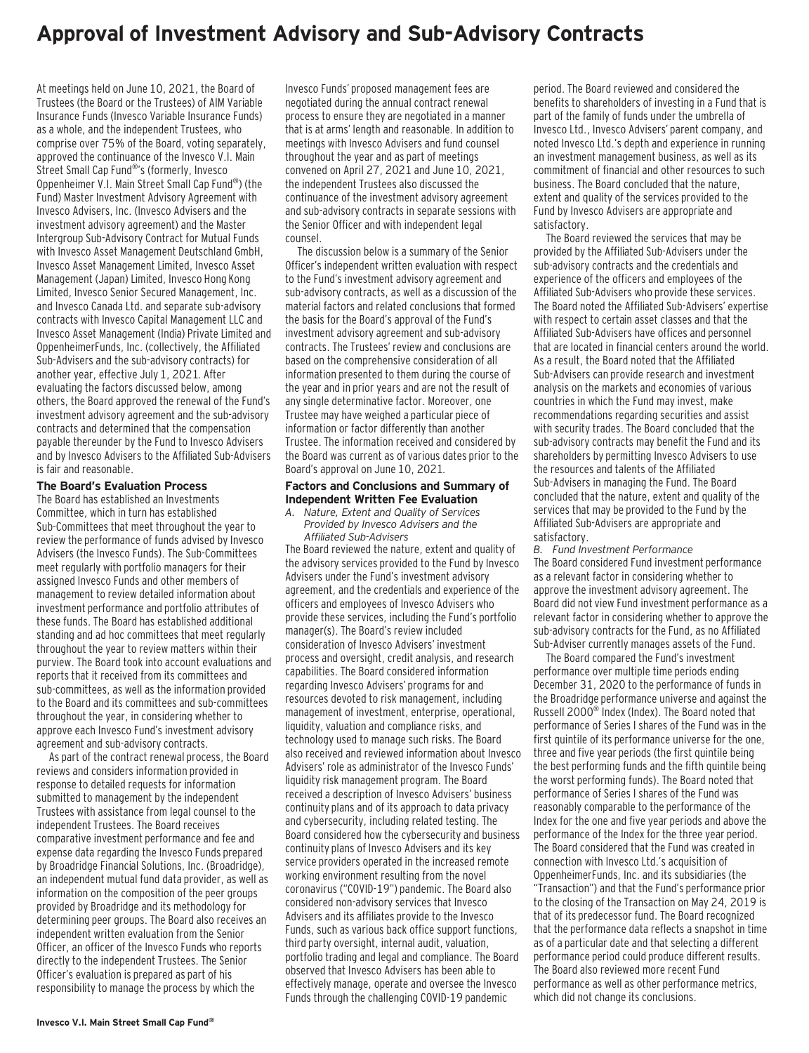# Approval of Investment Advisory and Sub-Advisory Contracts

At meetings held on June 10, 2021, the Board of Trustees (the Board or the Trustees) of AIM Variable Insurance Funds (Invesco Variable Insurance Funds) as a whole, and the independent Trustees, who comprise over 75% of the Board, voting separately, approved the continuance of the Invesco V.I. Main Street Small Cap Fund®'s (formerly, Invesco Oppenheimer V.I. Main Street Small Cap Fund®) (the Fund) Master Investment Advisory Agreement with Invesco Advisers, Inc. (Invesco Advisers and the investment advisory agreement) and the Master Intergroup Sub-Advisory Contract for Mutual Funds with Invesco Asset Management Deutschland GmbH, Invesco Asset Management Limited, Invesco Asset Management (Japan) Limited, Invesco Hong Kong Limited, Invesco Senior Secured Management, Inc. and Invesco Canada Ltd. and separate sub-advisory contracts with Invesco Capital Management LLC and Invesco Asset Management (India) Private Limited and OppenheimerFunds, Inc. (collectively, the Affiliated Sub-Advisers and the sub-advisory contracts) for another year, effective July 1, 2021. After evaluating the factors discussed below, among others, the Board approved the renewal of the Fund's investment advisory agreement and the sub-advisory contracts and determined that the compensation payable thereunder by the Fund to Invesco Advisers and by Invesco Advisers to the Affiliated Sub-Advisers is fair and reasonable.

## The Board's Evaluation Process

The Board has established an Investments Committee, which in turn has established Sub-Committees that meet throughout the year to review the performance of funds advised by Invesco Advisers (the Invesco Funds). The Sub-Committees meet regularly with portfolio managers for their assigned Invesco Funds and other members of management to review detailed information about investment performance and portfolio attributes of these funds. The Board has established additional standing and ad hoc committees that meet regularly throughout the year to review matters within their purview. The Board took into account evaluations and reports that it received from its committees and sub-committees, as well as the information provided to the Board and its committees and sub-committees throughout the year, in considering whether to approve each Invesco Fund's investment advisory agreement and sub-advisory contracts.

As part of the contract renewal process, the Board reviews and considers information provided in response to detailed requests for information submitted to management by the independent Trustees with assistance from legal counsel to the independent Trustees. The Board receives comparative investment performance and fee and expense data regarding the Invesco Funds prepared by Broadridge Financial Solutions, Inc. (Broadridge), an independent mutual fund data provider, as well as information on the composition of the peer groups provided by Broadridge and its methodology for determining peer groups. The Board also receives an independent written evaluation from the Senior Officer, an officer of the Invesco Funds who reports directly to the independent Trustees. The Senior Officer's evaluation is prepared as part of his responsibility to manage the process by which the Invesco Funds' proposed management fees are negotiated during the annual contract renewal process to ensure they are negotiated in a manner that is at arms' length and reasonable. In addition to meetings with Invesco Advisers and fund counsel throughout the year and as part of meetings convened on April 27, 2021 and June 10, 2021, the independent Trustees also discussed the continuance of the investment advisory agreement and sub-advisory contracts in separate sessions with the Senior Officer and with independent legal counsel.

The discussion below is a summary of the Senior Officer's independent written evaluation with respect to the Fund's investment advisory agreement and sub-advisory contracts, as well as a discussion of the material factors and related conclusions that formed the basis for the Board's approval of the Fund's investment advisory agreement and sub-advisory contracts. The Trustees' review and conclusions are based on the comprehensive consideration of all information presented to them during the course of the year and in prior years and are not the result of any single determinative factor. Moreover, one Trustee may have weighed a particular piece of information or factor differently than another Trustee. The information received and considered by the Board was current as of various dates prior to the Board's approval on June 10, 2021.

## Factors and Conclusions and Summary of Independent Written Fee Evaluation

*A. Nature, Extent and Quality of Services Provided by Invesco Advisers and the Affiliated Sub-Advisers*

The Board reviewed the nature, extent and quality of the advisory services provided to the Fund by Invesco Advisers under the Fund's investment advisory agreement, and the credentials and experience of the officers and employees of Invesco Advisers who provide these services, including the Fund's portfolio manager(s). The Board's review included consideration of Invesco Advisers' investment process and oversight, credit analysis, and research capabilities. The Board considered information regarding Invesco Advisers' programs for and resources devoted to risk management, including management of investment, enterprise, operational, liquidity, valuation and compliance risks, and technology used to manage such risks. The Board also received and reviewed information about Invesco Advisers' role as administrator of the Invesco Funds' liquidity risk management program. The Board received a description of Invesco Advisers' business continuity plans and of its approach to data privacy and cybersecurity, including related testing. The Board considered how the cybersecurity and business continuity plans of Invesco Advisers and its key service providers operated in the increased remote working environment resulting from the novel coronavirus ("COVID-19") pandemic. The Board also considered non-advisory services that Invesco Advisers and its affiliates provide to the Invesco Funds, such as various back office support functions, third party oversight, internal audit, valuation, portfolio trading and legal and compliance. The Board observed that Invesco Advisers has been able to effectively manage, operate and oversee the Invesco Funds through the challenging COVID-19 pandemic period. The Board reviewed and considered the benefits to shareholders of investing in a Fund that is part of the family of funds under the umbrella of Invesco Ltd., Invesco Advisers' parent company, and noted Invesco Ltd.'s depth and experience in running an investment management business, as well as its commitment of financial and other resources to such business. The Board concluded that the nature, extent and quality of the services provided to the Fund by Invesco Advisers are appropriate and satisfactory.

The Board reviewed the services that may be provided by the Affiliated Sub-Advisers under the sub-advisory contracts and the credentials and experience of the officers and employees of the Affiliated Sub-Advisers who provide these services. The Board noted the Affiliated Sub-Advisers' expertise with respect to certain asset classes and that the Affiliated Sub-Advisers have offices and personnel that are located in financial centers around the world. As a result, the Board noted that the Affiliated Sub-Advisers can provide research and investment analysis on the markets and economies of various countries in which the Fund may invest, make recommendations regarding securities and assist with security trades. The Board concluded that the sub-advisory contracts may benefit the Fund and its shareholders by permitting Invesco Advisers to use the resources and talents of the Affiliated Sub-Advisers in managing the Fund. The Board concluded that the nature, extent and quality of the services that may be provided to the Fund by the Affiliated Sub-Advisers are appropriate and satisfactory.

*B. Fund Investment Performance*

The Board considered Fund investment performance as a relevant factor in considering whether to approve the investment advisory agreement. The Board did not view Fund investment performance as a relevant factor in considering whether to approve the sub-advisory contracts for the Fund, as no Affiliated Sub-Adviser currently manages assets of the Fund.

The Board compared the Fund's investment performance over multiple time periods ending December 31, 2020 to the performance of funds in the Broadridge performance universe and against the Russell 2000® Index (Index). The Board noted that performance of Series I shares of the Fund was in the first quintile of its performance universe for the one, three and five year periods (the first quintile being the best performing funds and the fifth quintile being the worst performing funds). The Board noted that performance of Series I shares of the Fund was reasonably comparable to the performance of the Index for the one and five year periods and above the performance of the Index for the three year period. The Board considered that the Fund was created in connection with Invesco Ltd.'s acquisition of OppenheimerFunds, Inc. and its subsidiaries (the "Transaction") and that the Fund's performance prior to the closing of the Transaction on May 24, 2019 is that of its predecessor fund. The Board recognized that the performance data reflects a snapshot in time as of a particular date and that selecting a different performance period could produce different results. The Board also reviewed more recent Fund performance as well as other performance metrics, which did not change its conclusions.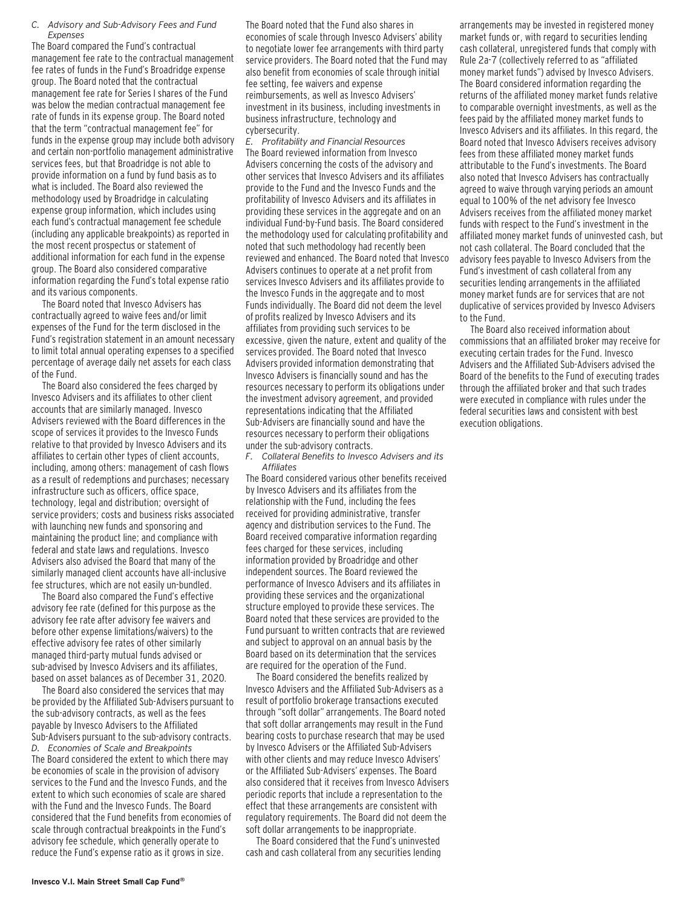### C. *Advisory and Sub-Advisory Fees and Fund Expenses*

The Board compared the Fund's contractual management fee rate to the contractual management fee rates of funds in the Fund's Broadridge expense group. The Board noted that the contractual management fee rate for Series I shares of the Fund was below the median contractual management fee rate of funds in its expense group. The Board noted that the term "contractual management fee" for funds in the expense group may include both advisory and certain non-portfolio management administrative services fees, but that Broadridge is not able to provide information on a fund by fund basis as to what is included. The Board also reviewed the methodology used by Broadridge in calculating expense group information, which includes using each fund's contractual management fee schedule (including any applicable breakpoints) as reported in the most recent prospectus or statement of additional information for each fund in the expense group. The Board also considered comparative information regarding the Fund's total expense ratio and its various components.

The Board noted that Invesco Advisers has contractually agreed to waive fees and/or limit expenses of the Fund for the term disclosed in the Fund's registration statement in an amount necessary to limit total annual operating expenses to a specified percentage of average daily net assets for each class of the Fund.

The Board also considered the fees charged by Invesco Advisers and its affiliates to other client accounts that are similarly managed. Invesco Advisers reviewed with the Board differences in the scope of services it provides to the Invesco Funds relative to that provided by Invesco Advisers and its affiliates to certain other types of client accounts, including, among others: management of cash flows as a result of redemptions and purchases; necessary infrastructure such as officers, office space, technology, legal and distribution; oversight of service providers; costs and business risks associated with launching new funds and sponsoring and maintaining the product line; and compliance with federal and state laws and regulations. Invesco Advisers also advised the Board that many of the similarly managed client accounts have all-inclusive fee structures, which are not easily un-bundled.

The Board also compared the Fund's effective advisory fee rate (defined for this purpose as the advisory fee rate after advisory fee waivers and before other expense limitations/waivers) to the effective advisory fee rates of other similarly managed third-party mutual funds advised or sub-advised by Invesco Advisers and its affiliates, based on asset balances as of December 31, 2020.

The Board also considered the services that may be provided by the Affiliated Sub-Advisers pursuant to the sub-advisory contracts, as well as the fees payable by Invesco Advisers to the Affiliated Sub-Advisers pursuant to the sub-advisory contracts.

### D. *Economies of Scale and Breakpoints*

The Board considered the extent to which there may be economies of scale in the provision of advisory services to the Fund and the Invesco Funds, and the extent to which such economies of scale are shared with the Fund and the Invesco Funds. The Board considered that the Fund benefits from economies of scale through contractual breakpoints in the Fund's advisory fee schedule, which generally operate to reduce the Fund's expense ratio as it grows in size.

The Board noted that the Fund also shares in economies of scale through Invesco Advisers' ability to negotiate lower fee arrangements with third party service providers. The Board noted that the Fund may also benefit from economies of scale through initial fee setting, fee waivers and expense reimbursements, as well as Invesco Advisers' investment in its business, including investments in business infrastructure, technology and cybersecurity.

### E. *Profitability and Financial Resources*

The Board reviewed information from Invesco Advisers concerning the costs of the advisory and other services that Invesco Advisers and its affiliates provide to the Fund and the Invesco Funds and the profitability of Invesco Advisers and its affiliates in providing these services in the aggregate and on an individual Fund-by-Fund basis. The Board considered the methodology used for calculating profitability and noted that such methodology had recently been reviewed and enhanced. The Board noted that Invesco Advisers continues to operate at a net profit from services Invesco Advisers and its affiliates provide to the Invesco Funds in the aggregate and to most Funds individually. The Board did not deem the level of profits realized by Invesco Advisers and its affiliates from providing such services to be excessive, given the nature, extent and quality of the services provided. The Board noted that Invesco Advisers provided information demonstrating that Invesco Advisers is financially sound and has the resources necessary to perform its obligations under the investment advisory agreement, and provided representations indicating that the Affiliated Sub-Advisers are financially sound and have the resources necessary to perform their obligations under the sub-advisory contracts.

### F. *Collateral Benefits to Invesco Advisers and its Affiliates*

The Board considered various other benefits received by Invesco Advisers and its affiliates from the relationship with the Fund, including the fees received for providing administrative, transfer agency and distribution services to the Fund. The Board received comparative information regarding fees charged for these services, including information provided by Broadridge and other independent sources. The Board reviewed the performance of Invesco Advisers and its affiliates in providing these services and the organizational structure employed to provide these services. The Board noted that these services are provided to the Fund pursuant to written contracts that are reviewed and subject to approval on an annual basis by the Board based on its determination that the services are required for the operation of the Fund.

The Board considered the benefits realized by Invesco Advisers and the Affiliated Sub-Advisers as a result of portfolio brokerage transactions executed through "soft dollar" arrangements. The Board noted that soft dollar arrangements may result in the Fund bearing costs to purchase research that may be used by Invesco Advisers or the Affiliated Sub-Advisers with other clients and may reduce Invesco Advisers' or the Affiliated Sub-Advisers' expenses. The Board also considered that it receives from Invesco Advisers periodic reports that include a representation to the effect that these arrangements are consistent with regulatory requirements. The Board did not deem the soft dollar arrangements to be inappropriate.

The Board considered that the Fund's uninvested cash and cash collateral from any securities lending arrangements may be invested in registered money market funds or, with regard to securities lending cash collateral, unregistered funds that comply with Rule 2a-7 (collectively referred to as "affiliated money market funds") advised by Invesco Advisers. The Board considered information regarding the returns of the affiliated money market funds relative to comparable overnight investments, as well as the fees paid by the affiliated money market funds to Invesco Advisers and its affiliates. In this regard, the Board noted that Invesco Advisers receives advisory fees from these affiliated money market funds attributable to the Fund's investments. The Board also noted that Invesco Advisers has contractually agreed to waive through varying periods an amount equal to 100% of the net advisory fee Invesco Advisers receives from the affiliated money market funds with respect to the Fund's investment in the affiliated money market funds of uninvested cash, but not cash collateral. The Board concluded that the advisory fees payable to Invesco Advisers from the Fund's investment of cash collateral from any securities lending arrangements in the affiliated money market funds are for services that are not duplicative of services provided by Invesco Advisers to the Fund.

The Board also received information about commissions that an affiliated broker may receive for executing certain trades for the Fund. Invesco Advisers and the Affiliated Sub-Advisers advised the Board of the benefits to the Fund of executing trades through the affiliated broker and that such trades were executed in compliance with rules under the federal securities laws and consistent with best execution obligations.